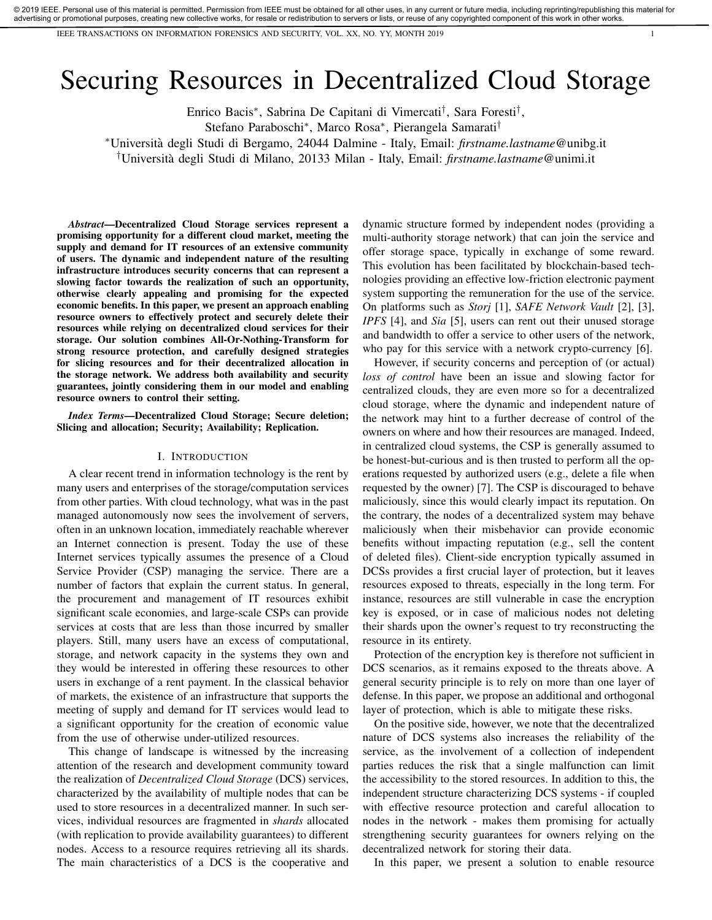© 2019 IEEE. Personal use of this material is permitted. Permission from IEEE must be obtained for all other uses, in any current or future media, including reprinting/republishing this material for advertising or promotional purposes, creating new collective works, for resale or redistribution to servers or lists, or reuse of any copyrighted component of this work in other works.

# Securing Resources in Decentralized Cloud Storage

Enrico Bacis*, Sabrina De Capitani di Vimercati†, Sara Foresti†, Stefano Paraboschi*, Marco Rosa*, Pierangela Samarati†

*Università degli Studi di Bergamo, 24044 Dalmine - Italy, Email: *firstname.lastname*@unibg.it

†Università degli Studi di Milano, 20133 Milan - Italy, Email: *firstname.lastname*@unimi.it

***Abstract*—Decentralized Cloud Storage services represent a promising opportunity for a different cloud market, meeting the supply and demand for IT resources of an extensive community of users. The dynamic and independent nature of the resulting infrastructure introduces security concerns that can represent a slowing factor towards the realization of such an opportunity, otherwise clearly appealing and promising for the expected economic benefits. In this paper, we present an approach enabling resource owners to effectively protect and securely delete their resources while relying on decentralized cloud services for their storage. Our solution combines All-Or-Nothing-Transform for strong resource protection, and carefully designed strategies for slicing resources and for their decentralized allocation in the storage network. We address both availability and security guarantees, jointly considering them in our model and enabling resource owners to control their setting.**

***Index Terms*—Decentralized Cloud Storage; Secure deletion; Slicing and allocation; Security; Availability; Replication.**

## I. Introduction

A clear recent trend in information technology is the rent by many users and enterprises of the storage/computation services from other parties. With cloud technology, what was in the past managed autonomously now sees the involvement of servers, often in an unknown location, immediately reachable wherever an Internet connection is present. Today the use of these Internet services typically assumes the presence of a Cloud Service Provider (CSP) managing the service. There are a number of factors that explain the current status. In general, the procurement and management of IT resources exhibit significant scale economies, and large-scale CSPs can provide services at costs that are less than those incurred by smaller players. Still, many users have an excess of computational, storage, and network capacity in the systems they own and they would be interested in offering these resources to other users in exchange of a rent payment. In the classical behavior of markets, the existence of an infrastructure that supports the meeting of supply and demand for IT services would lead to a significant opportunity for the creation of economic value from the use of otherwise under-utilized resources.

This change of landscape is witnessed by the increasing attention of the research and development community toward the realization of *Decentralized Cloud Storage* (DCS) services, characterized by the availability of multiple nodes that can be used to store resources in a decentralized manner. In such services, individual resources are fragmented in *shards* allocated (with replication to provide availability guarantees) to different nodes. Access to a resource requires retrieving all its shards. The main characteristics of a DCS is the cooperative and dynamic structure formed by independent nodes (providing a multi-authority storage network) that can join the service and offer storage space, typically in exchange of some reward. This evolution has been facilitated by blockchain-based technologies providing an effective low-friction electronic payment system supporting the remuneration for the use of the service. On platforms such as *Storj* [1], *SAFE Network Vault* [2], [3], *IPFS* [4], and *Sia* [5], users can rent out their unused storage and bandwidth to offer a service to other users of the network, who pay for this service with a network crypto-currency [6].

However, if security concerns and perception of (or actual) *loss of control* have been an issue and slowing factor for centralized clouds, they are even more so for a decentralized cloud storage, where the dynamic and independent nature of the network may hint to a further decrease of control of the owners on where and how their resources are managed. Indeed, in centralized cloud systems, the CSP is generally assumed to be honest-but-curious and is then trusted to perform all the operations requested by authorized users (e.g., delete a file when requested by the owner) [7]. The CSP is discouraged to behave maliciously, since this would clearly impact its reputation. On the contrary, the nodes of a decentralized system may behave maliciously when their misbehavior can provide economic benefits without impacting reputation (e.g., sell the content of deleted files). Client-side encryption typically assumed in DCSs provides a first crucial layer of protection, but it leaves resources exposed to threats, especially in the long term. For instance, resources are still vulnerable in case the encryption key is exposed, or in case of malicious nodes not deleting their shards upon the owner's request to try reconstructing the resource in its entirety.

Protection of the encryption key is therefore not sufficient in DCS scenarios, as it remains exposed to the threats above. A general security principle is to rely on more than one layer of defense. In this paper, we propose an additional and orthogonal layer of protection, which is able to mitigate these risks.

On the positive side, however, we note that the decentralized nature of DCS systems also increases the reliability of the service, as the involvement of a collection of independent parties reduces the risk that a single malfunction can limit the accessibility to the stored resources. In addition to this, the independent structure characterizing DCS systems - if coupled with effective resource protection and careful allocation to nodes in the network - makes them promising for actually strengthening security guarantees for owners relying on the decentralized network for storing their data.

In this paper, we present a solution to enable resource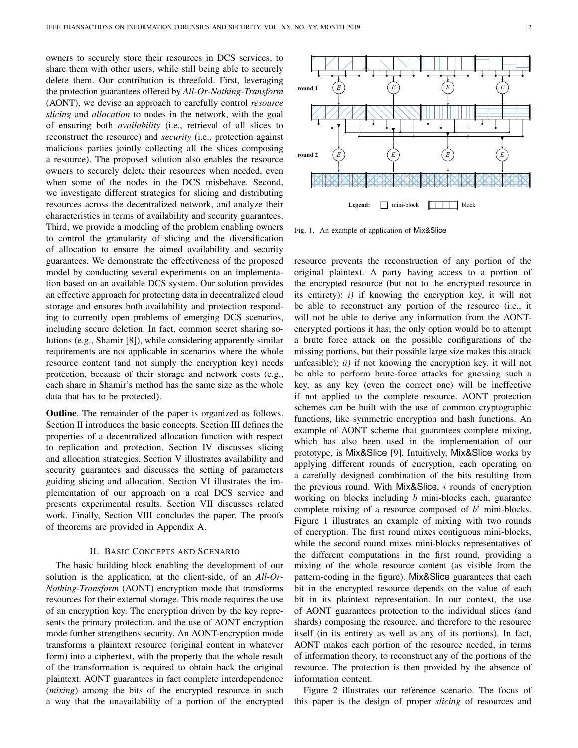owners to securely store their resources in DCS services, to share them with other users, while still being able to securely delete them. Our contribution is threefold. First, leveraging the protection guarantees offered by *All-Or-Nothing-Transform* (AONT), we devise an approach to carefully control *resource slicing* and *allocation* to nodes in the network, with the goal of ensuring both *availability* (i.e., retrieval of all slices to reconstruct the resource) and *security* (i.e., protection against malicious parties jointly collecting all the slices composing a resource). The proposed solution also enables the resource owners to securely delete their resources when needed, even when some of the nodes in the DCS misbehave. Second, we investigate different strategies for slicing and distributing resources across the decentralized network, and analyze their characteristics in terms of availability and security guarantees. Third, we provide a modeling of the problem enabling owners to control the granularity of slicing and the diversification of allocation to ensure the aimed availability and security guarantees. We demonstrate the effectiveness of the proposed model by conducting several experiments on an implementation based on an available DCS system. Our solution provides an effective approach for protecting data in decentralized cloud storage and ensures both availability and protection responding to currently open problems of emerging DCS scenarios, including secure deletion. In fact, common secret sharing solutions (e.g., Shamir [8]), while considering apparently similar requirements are not applicable in scenarios where the whole resource content (and not simply the encryption key) needs protection, because of their storage and network costs (e.g., each share in Shamir's method has the same size as the whole data that has to be protected).

**Outline**. The remainder of the paper is organized as follows. Section II introduces the basic concepts. Section III defines the properties of a decentralized allocation function with respect to replication and protection. Section IV discusses slicing and allocation strategies. Section V illustrates availability and security guarantees and discusses the setting of parameters guiding slicing and allocation. Section VI illustrates the implementation of our approach on a real DCS service and presents experimental results. Section VII discusses related work. Finally, Section VIII concludes the paper. The proofs of theorems are provided in Appendix A.

## II. Basic Concepts and Scenario

The basic building block enabling the development of our solution is the application, at the client-side, of an *All-Or-Nothing-Transform* (AONT) encryption mode that transforms resources for their external storage. This mode requires the use of an encryption key. The encryption driven by the key represents the primary protection, and the use of AONT encryption mode further strengthens security. An AONT-encryption mode transforms a plaintext resource (original content in whatever form) into a ciphertext, with the property that the whole result of the transformation is required to obtain back the original plaintext. AONT guarantees in fact complete interdependence (*mixing*) among the bits of the encrypted resource in such a way that the unavailability of a portion of the encrypted resource prevents the reconstruction of any portion of the original plaintext. A party having access to a portion of the encrypted resource (but not to the encrypted resource in its entirety): *i)* if knowing the encryption key, it will not be able to reconstruct any portion of the resource (i.e., it will not be able to derive any information from the AONT-encrypted portions it has; the only option would be to attempt a brute force attack on the possible configurations of the missing portions, but their possible large size makes this attack unfeasible); *ii)* if not knowing the encryption key, it will not be able to perform brute-force attacks for guessing such a key, as any key (even the correct one) will be ineffective if not applied to the complete resource. AONT protection schemes can be built with the use of common cryptographic functions, like symmetric encryption and hash functions. An example of AONT scheme that guarantees complete mixing, which has also been used in the implementation of our prototype, is Mix&Slice [9]. Intuitively, Mix&Slice works by applying different rounds of encryption, each operating on a carefully designed combination of the bits resulting from the previous round. With Mix&Slice, $i$ rounds of encryption working on blocks including $b$ mini-blocks each, guarantee complete mixing of a resource composed of $b^i$ mini-blocks. Figure 1 illustrates an example of mixing with two rounds of encryption. The first round mixes contiguous mini-blocks, while the second round mixes mini-blocks representatives of the different computations in the first round, providing a mixing of the whole resource content (as visible from the pattern-coding in the figure). Mix&Slice guarantees that each bit in the encrypted resource depends on the value of each bit in its plaintext representation. In our context, the use of AONT guarantees protection to the individual slices (and shards) composing the resource, and therefore to the resource itself (in its entirety as well as any of its portions). In fact, AONT makes each portion of the resource needed, in terms of information theory, to reconstruct any of the portions of the resource. The protection is then provided by the absence of information content.

Fig. 1. An example of application of Mix&Slice

Figure 2 illustrates our reference scenario. The focus of this paper is the design of proper *slicing* of resources and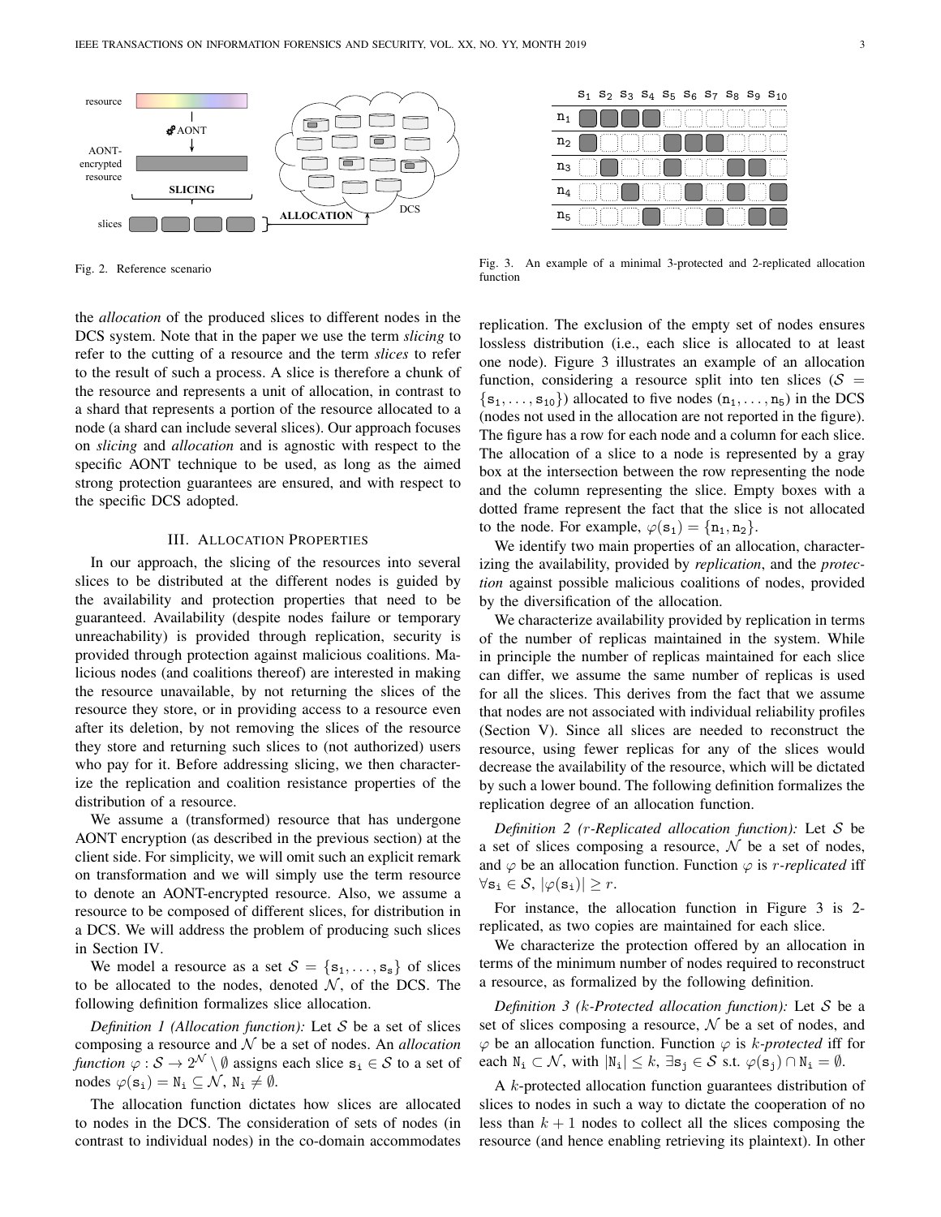Fig. 2. Reference scenario

Fig. 3. An example of a minimal 3-protected and 2-replicated allocation function

the *allocation* of the produced slices to different nodes in the DCS system. Note that in the paper we use the term *slicing* to refer to the cutting of a resource and the term *slices* to refer to the result of such a process. A slice is therefore a chunk of the resource and represents a unit of allocation, in contrast to a shard that represents a portion of the resource allocated to a node (a shard can include several slices). Our approach focuses on *slicing* and *allocation* and is agnostic with respect to the specific AONT technique to be used, as long as the aimed strong protection guarantees are ensured, and with respect to the specific DCS adopted.

## III. Allocation Properties

In our approach, the slicing of the resources into several slices to be distributed at the different nodes is guided by the availability and protection properties that need to be guaranteed. Availability (despite nodes failure or temporary unreachability) is provided through replication, security is provided through protection against malicious coalitions. Malicious nodes (and coalitions thereof) are interested in making the resource unavailable, by not returning the slices of the resource they store, or in providing access to a resource even after its deletion, by not removing the slices of the resource they store and returning such slices to (not authorized) users who pay for it. Before addressing slicing, we then characterize the replication and coalition resistance properties of the distribution of a resource.

We assume a (transformed) resource that has undergone AONT encryption (as described in the previous section) at the client side. For simplicity, we will omit such an explicit remark on transformation and we will simply use the term resource to denote an AONT-encrypted resource. Also, we assume a resource to be composed of different slices, for distribution in a DCS. We will address the problem of producing such slices in Section IV.

We model a resource as a set $\mathcal{S} = \{\mathtt{s}_1, \ldots, \mathtt{s}_s\}$ of slices to be allocated to the nodes, denoted $\mathcal{N}$, of the DCS. The following definition formalizes slice allocation.

*Definition 1 (Allocation function):* Let $\mathcal{S}$ be a set of slices composing a resource and $\mathcal{N}$ be a set of nodes. An *allocation function* $\varphi : \mathcal{S} \rightarrow 2^{\mathcal{N}} \setminus \emptyset$ assigns each slice $\mathtt{s}_i \in \mathcal{S}$ to a set of nodes $\varphi(\mathtt{s}_i) = \mathtt{N}_i \subseteq \mathcal{N}$, $\mathtt{N}_i \neq \emptyset$.

The allocation function dictates how slices are allocated to nodes in the DCS. The consideration of sets of nodes (in contrast to individual nodes) in the co-domain accommodates replication. The exclusion of the empty set of nodes ensures lossless distribution (i.e., each slice is allocated to at least one node). Figure 3 illustrates an example of an allocation function, considering a resource split into ten slices ($\mathcal{S} = \{\mathtt{s}_1, \ldots, \mathtt{s}_{10}\}$) allocated to five nodes ($\mathtt{n}_1, \ldots, \mathtt{n}_5$) in the DCS (nodes not used in the allocation are not reported in the figure). The figure has a row for each node and a column for each slice. The allocation of a slice to a node is represented by a gray box at the intersection between the row representing the node and the column representing the slice. Empty boxes with a dotted frame represent the fact that the slice is not allocated to the node. For example, $\varphi(\mathtt{s}_1) = \{\mathtt{n}_1, \mathtt{n}_2\}$.

We identify two main properties of an allocation, characterizing the availability, provided by *replication*, and the *protection* against possible malicious coalitions of nodes, provided by the diversification of the allocation.

We characterize availability provided by replication in terms of the number of replicas maintained in the system. While in principle the number of replicas maintained for each slice can differ, we assume the same number of replicas is used for all the slices. This derives from the fact that we assume that nodes are not associated with individual reliability profiles (Section V). Since all slices are needed to reconstruct the resource, using fewer replicas for any of the slices would decrease the availability of the resource, which will be dictated by such a lower bound. The following definition formalizes the replication degree of an allocation function.

*Definition 2 ($r$-Replicated allocation function):* Let $\mathcal{S}$ be a set of slices composing a resource, $\mathcal{N}$ be a set of nodes, and $\varphi$ be an allocation function. Function $\varphi$ is *$r$-replicated* iff $\forall \mathtt{s}_i \in \mathcal{S}$, $|\varphi(\mathtt{s}_i)| \geq r$.

For instance, the allocation function in Figure 3 is 2-replicated, as two copies are maintained for each slice.

We characterize the protection offered by an allocation in terms of the minimum number of nodes required to reconstruct a resource, as formalized by the following definition.

*Definition 3 ($k$-Protected allocation function):* Let $\mathcal{S}$ be a set of slices composing a resource, $\mathcal{N}$ be a set of nodes, and $\varphi$ be an allocation function. Function $\varphi$ is *$k$-protected* iff for each $\mathtt{N}_i \subset \mathcal{N}$, with $|\mathtt{N}_i| \leq k$, $\exists \mathtt{s}_j \in \mathcal{S}$ s.t. $\varphi(\mathtt{s}_j) \cap \mathtt{N}_i = \emptyset$.

A $k$-protected allocation function guarantees distribution of slices to nodes in such a way to dictate the cooperation of no less than $k+1$ nodes to collect all the slices composing the resource (and hence enabling retrieving its plaintext). In other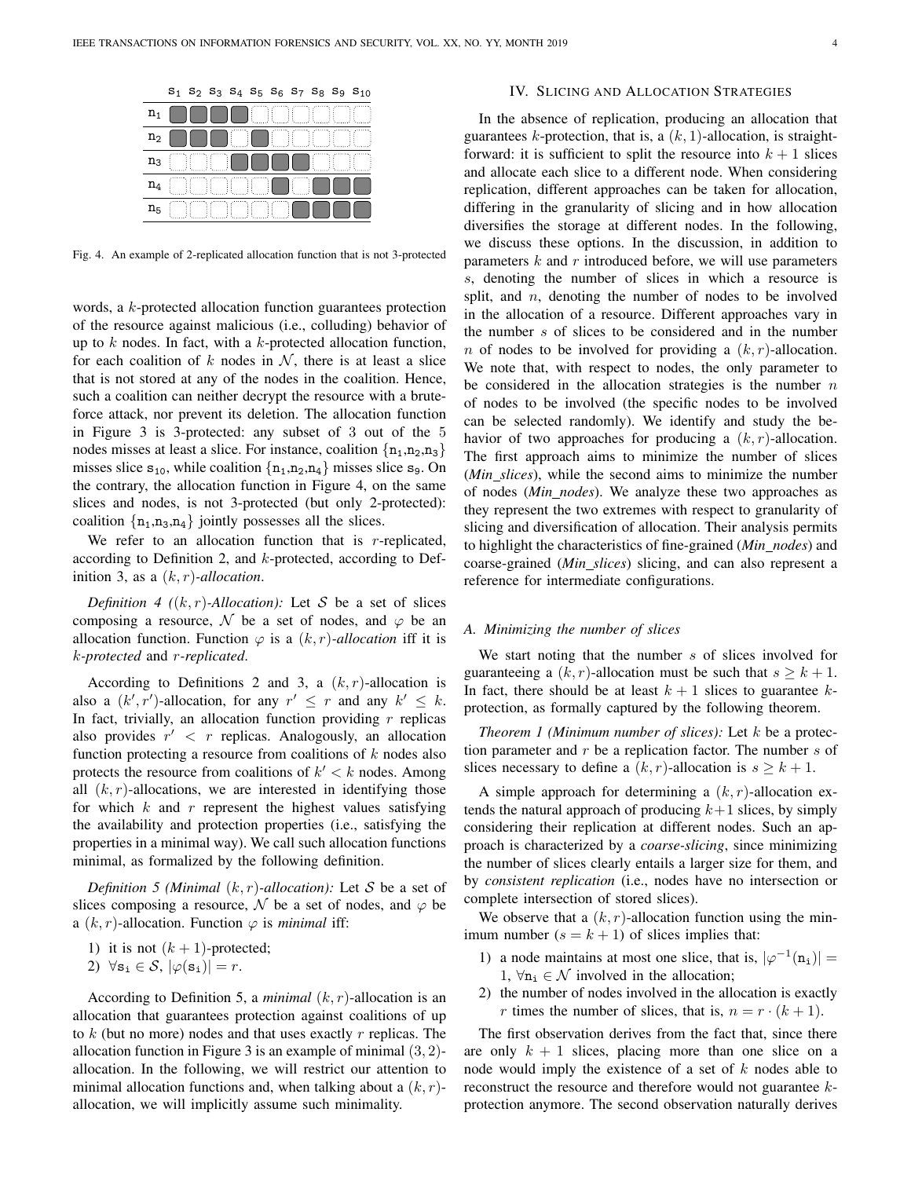|  | $s_1$ | $s_2$ | $s_3$ | $s_4$ | $s_5$ | $s_6$ | $s_7$ | $s_8$ | $s_9$ | $s_{10}$ |
|---|---|---|---|---|---|---|---|---|---|---|
| $n_1$ | ■ | ■ | ■ | ■ | □ | □ | □ | □ | □ | □ |
| $n_2$ | ■ | ■ | ■ | □ | ■ | □ | □ | □ | □ | □ |
| $n_3$ | □ | □ | □ | ■ | ■ | ■ | ■ | □ | □ | □ |
| $n_4$ | □ | □ | □ | □ | □ | ■ | □ | ■ | ■ | ■ |
| $n_5$ | □ | □ | □ | □ | □ | □ | ■ | ■ | ■ | ■ |

Fig. 4. An example of 2-replicated allocation function that is not 3-protected

words, a $k$-protected allocation function guarantees protection of the resource against malicious (i.e., colluding) behavior of up to $k$ nodes. In fact, with a $k$-protected allocation function, for each coalition of $k$ nodes in $\mathcal{N}$, there is at least a slice that is not stored at any of the nodes in the coalition. Hence, such a coalition can neither decrypt the resource with a brute-force attack, nor prevent its deletion. The allocation function in Figure 3 is 3-protected: any subset of 3 out of the 5 nodes misses at least a slice. For instance, coalition $\{n_1,n_2,n_3\}$ misses slice $s_{10}$, while coalition $\{n_1,n_2,n_4\}$ misses slice $s_9$. On the contrary, the allocation function in Figure 4, on the same slices and nodes, is not 3-protected (but only 2-protected): coalition $\{n_1,n_3,n_4\}$ jointly possesses all the slices.

We refer to an allocation function that is $r$-replicated, according to Definition 2, and $k$-protected, according to Definition 3, as a *$(k,r)$-allocation*.

*Definition 4 ($(k,r)$-Allocation):* Let $\mathcal{S}$ be a set of slices composing a resource, $\mathcal{N}$ be a set of nodes, and $\varphi$ be an allocation function. Function $\varphi$ is a *$(k,r)$-allocation* iff it is *$k$-protected* and *$r$-replicated*.

According to Definitions 2 and 3, a $(k,r)$-allocation is also a $(k',r')$-allocation, for any $r' \leq r$ and any $k' \leq k$. In fact, trivially, an allocation function providing $r$ replicas also provides $r' < r$ replicas. Analogously, an allocation function protecting a resource from coalitions of $k$ nodes also protects the resource from coalitions of $k' < k$ nodes. Among all $(k,r)$-allocations, we are interested in identifying those for which $k$ and $r$ represent the highest values satisfying the availability and protection properties (i.e., satisfying the properties in a minimal way). We call such allocation functions minimal, as formalized by the following definition.

*Definition 5 (Minimal $(k,r)$-allocation):* Let $\mathcal{S}$ be a set of slices composing a resource, $\mathcal{N}$ be a set of nodes, and $\varphi$ be a $(k,r)$-allocation. Function $\varphi$ is *minimal* iff:

1) it is not $(k+1)$-protected;
2) $\forall s_i \in \mathcal{S}$, $|\varphi(s_i)| = r$.

According to Definition 5, a *minimal* $(k,r)$-allocation is an allocation that guarantees protection against coalitions of up to $k$ (but no more) nodes and that uses exactly $r$ replicas. The allocation function in Figure 3 is an example of minimal $(3,2)$-allocation. In the following, we will restrict our attention to minimal allocation functions and, when talking about a $(k,r)$-allocation, we will implicitly assume such minimality.

## IV. Slicing and Allocation Strategies

In the absence of replication, producing an allocation that guarantees $k$-protection, that is, a $(k,1)$-allocation, is straightforward: it is sufficient to split the resource into $k+1$ slices and allocate each slice to a different node. When considering replication, different approaches can be taken for allocation, differing in the granularity of slicing and in how allocation diversifies the storage at different nodes. In the following, we discuss these options. In the discussion, in addition to parameters $k$ and $r$ introduced before, we will use parameters $s$, denoting the number of slices in which a resource is split, and $n$, denoting the number of nodes to be involved in the allocation of a resource. Different approaches vary in the number $s$ of slices to be considered and in the number $n$ of nodes to be involved for providing a $(k,r)$-allocation. We note that, with respect to nodes, the only parameter to be considered in the allocation strategies is the number $n$ of nodes to be involved (the specific nodes to be involved can be selected randomly). We identify and study the behavior of two approaches for producing a $(k,r)$-allocation. The first approach aims to minimize the number of slices (*Min_slices*), while the second aims to minimize the number of nodes (*Min_nodes*). We analyze these two approaches as they represent the two extremes with respect to granularity of slicing and diversification of allocation. Their analysis permits to highlight the characteristics of fine-grained (*Min_nodes*) and coarse-grained (*Min_slices*) slicing, and can also represent a reference for intermediate configurations.

### A. Minimizing the number of slices

We start noting that the number $s$ of slices involved for guaranteeing a $(k,r)$-allocation must be such that $s \geq k+1$. In fact, there should be at least $k+1$ slices to guarantee $k$-protection, as formally captured by the following theorem.

*Theorem 1 (Minimum number of slices):* Let $k$ be a protection parameter and $r$ be a replication factor. The number $s$ of slices necessary to define a $(k,r)$-allocation is $s \geq k+1$.

A simple approach for determining a $(k,r)$-allocation extends the natural approach of producing $k+1$ slices, by simply considering their replication at different nodes. Such an approach is characterized by a *coarse-slicing*, since minimizing the number of slices clearly entails a larger size for them, and by *consistent replication* (i.e., nodes have no intersection or complete intersection of stored slices).

We observe that a $(k,r)$-allocation function using the minimum number ($s = k+1$) of slices implies that:

1) a node maintains at most one slice, that is, $|\varphi^{-1}(n_i)| = 1$, $\forall n_i \in \mathcal{N}$ involved in the allocation;
2) the number of nodes involved in the allocation is exactly $r$ times the number of slices, that is, $n = r \cdot (k+1)$.

The first observation derives from the fact that, since there are only $k+1$ slices, placing more than one slice on a node would imply the existence of a set of $k$ nodes able to reconstruct the resource and therefore would not guarantee $k$-protection anymore. The second observation naturally derives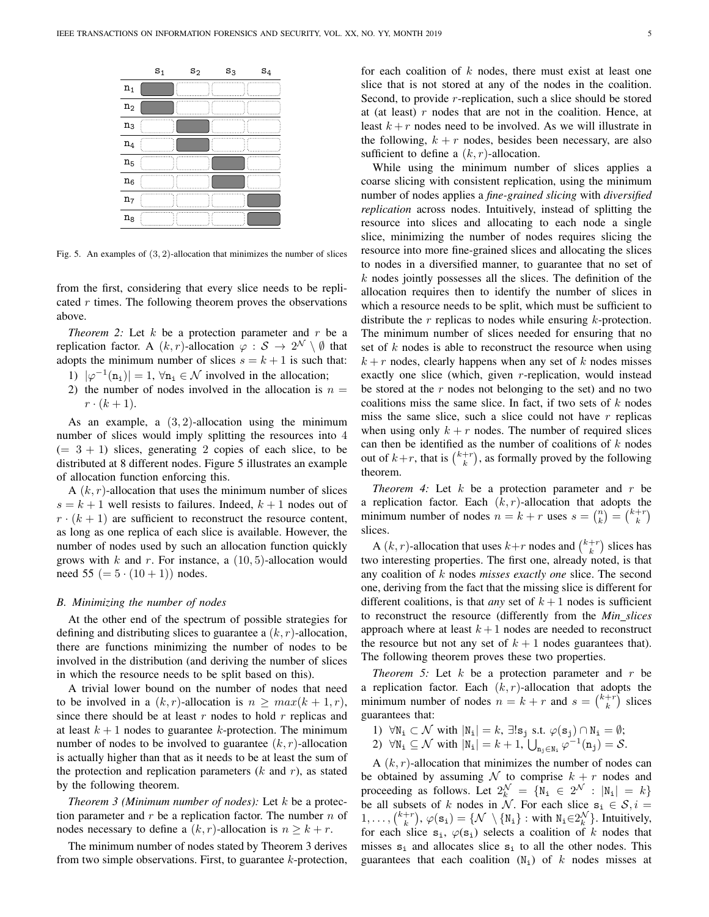|  | $s_1$ | $s_2$ | $s_3$ | $s_4$ |
|---|---|---|---|---|
| $n_1$ | ■ |  |  |  |
| $n_2$ | ■ |  |  |  |
| $n_3$ |  | ■ |  |  |
| $n_4$ |  | ■ |  |  |
| $n_5$ |  |  | ■ |  |
| $n_6$ |  |  | ■ |  |
| $n_7$ |  |  |  | ■ |
| $n_8$ |  |  |  | ■ |

Fig. 5. An examples of $(3,2)$-allocation that minimizes the number of slices

from the first, considering that every slice needs to be replicated $r$ times. The following theorem proves the observations above.

*Theorem 2:* Let $k$ be a protection parameter and $r$ be a replication factor. A $(k,r)$-allocation $\varphi : \mathcal{S} \rightarrow 2^{\mathcal{N}} \setminus \emptyset$ that adopts the minimum number of slices $s = k+1$ is such that:

1) $|\varphi^{-1}(n_i)| = 1$, $\forall n_i \in \mathcal{N}$ involved in the allocation;
2) the number of nodes involved in the allocation is $n = r \cdot (k+1)$.

As an example, a $(3,2)$-allocation using the minimum number of slices would imply splitting the resources into 4 ($= 3+1$) slices, generating 2 copies of each slice, to be distributed at 8 different nodes. Figure 5 illustrates an example of allocation function enforcing this.

A $(k,r)$-allocation that uses the minimum number of slices $s = k+1$ well resists to failures. Indeed, $k+1$ nodes out of $r \cdot (k+1)$ are sufficient to reconstruct the resource content, as long as one replica of each slice is available. However, the number of nodes used by such an allocation function quickly grows with $k$ and $r$. For instance, a $(10,5)$-allocation would need 55 ($= 5 \cdot (10+1)$) nodes.

## B. Minimizing the number of nodes

At the other end of the spectrum of possible strategies for defining and distributing slices to guarantee a $(k,r)$-allocation, there are functions minimizing the number of nodes to be involved in the distribution (and deriving the number of slices in which the resource needs to be split based on this).

A trivial lower bound on the number of nodes that need to be involved in a $(k,r)$-allocation is $n \geq max(k+1, r)$, since there should be at least $r$ nodes to hold $r$ replicas and at least $k+1$ nodes to guarantee $k$-protection. The minimum number of nodes to be involved to guarantee $(k,r)$-allocation is actually higher than that as it needs to be at least the sum of the protection and replication parameters ($k$ and $r$), as stated by the following theorem.

*Theorem 3 (Minimum number of nodes):* Let $k$ be a protection parameter and $r$ be a replication factor. The number $n$ of nodes necessary to define a $(k,r)$-allocation is $n \geq k+r$.

The minimum number of nodes stated by Theorem 3 derives from two simple observations. First, to guarantee $k$-protection, for each coalition of $k$ nodes, there must exist at least one slice that is not stored at any of the nodes in the coalition. Second, to provide $r$-replication, such a slice should be stored at (at least) $r$ nodes that are not in the coalition. Hence, at least $k+r$ nodes need to be involved. As we will illustrate in the following, $k+r$ nodes, besides been necessary, are also sufficient to define a $(k,r)$-allocation.

While using the minimum number of slices applies a coarse slicing with consistent replication, using the minimum number of nodes applies a *fine-grained slicing* with *diversified replication* across nodes. Intuitively, instead of splitting the resource into slices and allocating to each node a single slice, minimizing the number of nodes requires slicing the resource into more fine-grained slices and allocating the slices to nodes in a diversified manner, to guarantee that no set of $k$ nodes jointly possesses all the slices. The definition of the allocation requires then to identify the number of slices in which a resource needs to be split, which must be sufficient to distribute the $r$ replicas to nodes while ensuring $k$-protection. The minimum number of slices needed for ensuring that no set of $k$ nodes is able to reconstruct the resource when using $k+r$ nodes, clearly happens when any set of $k$ nodes misses exactly one slice (which, given $r$-replication, would instead be stored at the $r$ nodes not belonging to the set) and no two coalitions miss the same slice. In fact, if two sets of $k$ nodes miss the same slice, such a slice could not have $r$ replicas when using only $k+r$ nodes. The number of required slices can then be identified as the number of coalitions of $k$ nodes out of $k+r$, that is $\binom{k+r}{k}$, as formally proved by the following theorem.

*Theorem 4:* Let $k$ be a protection parameter and $r$ be a replication factor. Each $(k,r)$-allocation that adopts the minimum number of nodes $n = k+r$ uses $s = \binom{n}{k} = \binom{k+r}{k}$ slices.

A $(k,r)$-allocation that uses $k+r$ nodes and $\binom{k+r}{k}$ slices has two interesting properties. The first one, already noted, is that any coalition of $k$ nodes *misses exactly one* slice. The second one, deriving from the fact that the missing slice is different for different coalitions, is that *any* set of $k+1$ nodes is sufficient to reconstruct the resource (differently from the *Min_slices* approach where at least $k+1$ nodes are needed to reconstruct the resource but not any set of $k+1$ nodes guarantees that). The following theorem proves these two properties.

*Theorem 5:* Let $k$ be a protection parameter and $r$ be a replication factor. Each $(k,r)$-allocation that adopts the minimum number of nodes $n = k+r$ and $s = \binom{k+r}{k}$ slices guarantees that:

1) $\forall N_i \subset \mathcal{N}$ with $|N_i| = k$, $\exists! s_j$ s.t. $\varphi(s_j) \cap N_i = \emptyset$;
2) $\forall N_i \subseteq \mathcal{N}$ with $|N_i| = k+1$, $\bigcup_{n_j \in N_i} \varphi^{-1}(n_j) = \mathcal{S}$.

A $(k,r)$-allocation that minimizes the number of nodes can be obtained by assuming $\mathcal{N}$ to comprise $k+r$ nodes and proceeding as follows. Let $2^{\mathcal{N}}_k = \{N_i \in 2^{\mathcal{N}} : |N_i| = k\}$ be all subsets of $k$ nodes in $\mathcal{N}$. For each slice $s_i \in \mathcal{S}, i = 1, \ldots, \binom{k+r}{k}$, $\varphi(s_i) = \{\mathcal{N} \setminus \{N_i\}$ : with $N_i \in 2^{\mathcal{N}}_k\}$. Intuitively, for each slice $s_i$, $\varphi(s_i)$ selects a coalition of $k$ nodes that misses $s_i$ and allocates slice $s_i$ to all the other nodes. This guarantees that each coalition ($N_i$) of $k$ nodes misses at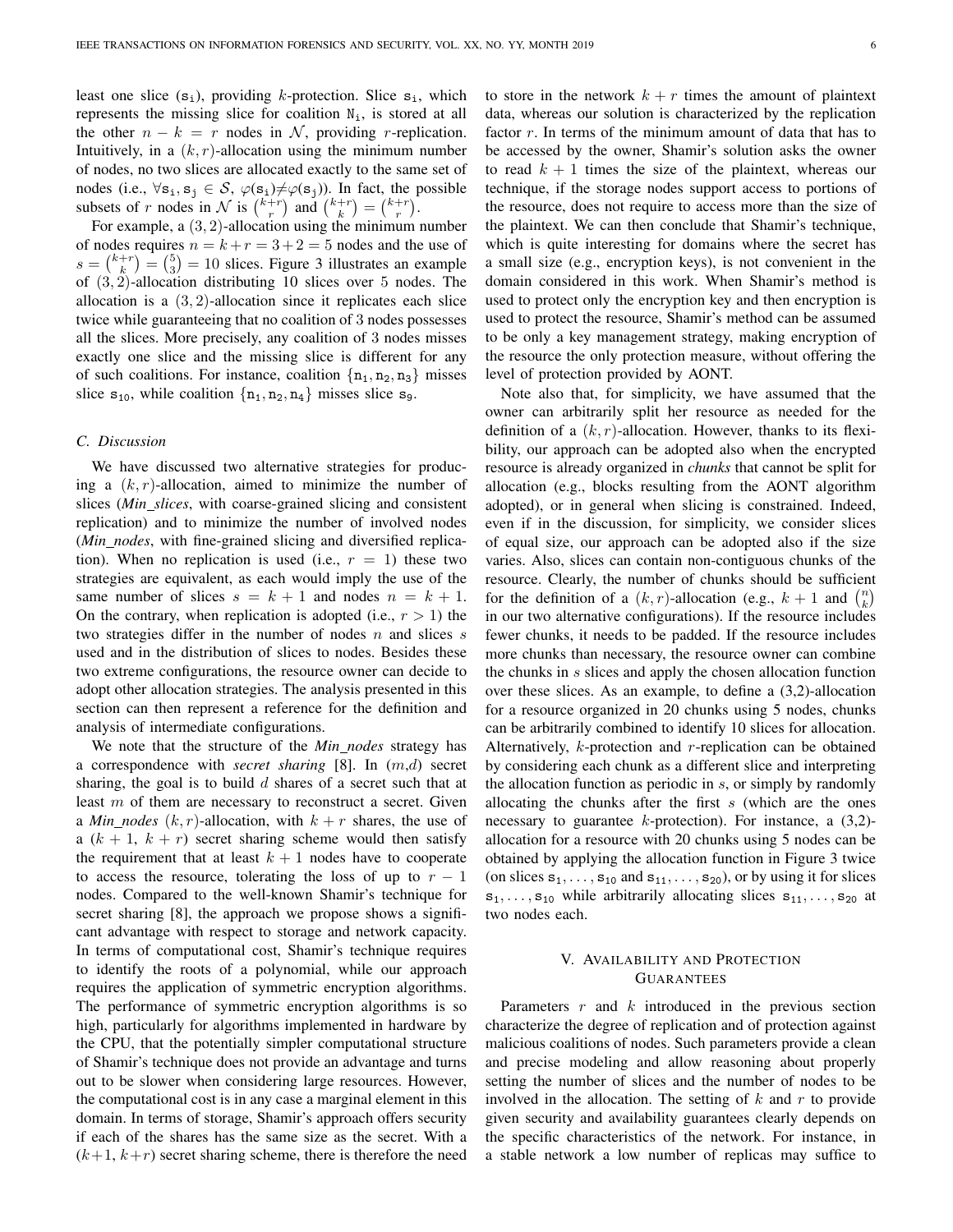least one slice ($\mathtt{s_i}$), providing $k$-protection. Slice $\mathtt{s_i}$, which represents the missing slice for coalition $\mathtt{N_i}$, is stored at all the other $n-k=r$ nodes in $\mathcal{N}$, providing $r$-replication. Intuitively, in a $(k,r)$-allocation using the minimum number of nodes, no two slices are allocated exactly to the same set of nodes (i.e., $\forall \mathtt{s_i}, \mathtt{s_j} \in \mathcal{S}$, $\varphi(\mathtt{s_i}) \neq \varphi(\mathtt{s_j})$). In fact, the possible subsets of $r$ nodes in $\mathcal{N}$ is $\binom{k+r}{r}$ and $\binom{k+r}{k} = \binom{k+r}{r}$.

For example, a $(3,2)$-allocation using the minimum number of nodes requires $n=k+r=3+2=5$ nodes and the use of $s=\binom{k+r}{k}=\binom{5}{3}=10$ slices. Figure 3 illustrates an example of $(3,2)$-allocation distributing 10 slices over 5 nodes. The allocation is a $(3,2)$-allocation since it replicates each slice twice while guaranteeing that no coalition of 3 nodes possesses all the slices. More precisely, any coalition of 3 nodes misses exactly one slice and the missing slice is different for any of such coalitions. For instance, coalition $\{\mathtt{n_1}, \mathtt{n_2}, \mathtt{n_3}\}$ misses slice $\mathtt{s_{10}}$, while coalition $\{\mathtt{n_1}, \mathtt{n_2}, \mathtt{n_4}\}$ misses slice $\mathtt{s_9}$.

### C. Discussion

We have discussed two alternative strategies for producing a $(k,r)$-allocation, aimed to minimize the number of slices (*Min_slices*, with coarse-grained slicing and consistent replication) and to minimize the number of involved nodes (*Min_nodes*, with fine-grained slicing and diversified replication). When no replication is used (i.e., $r=1$) these two strategies are equivalent, as each would imply the use of the same number of slices $s=k+1$ and nodes $n=k+1$. On the contrary, when replication is adopted (i.e., $r>1$) the two strategies differ in the number of nodes $n$ and slices $s$ used and in the distribution of slices to nodes. Besides these two extreme configurations, the resource owner can decide to adopt other allocation strategies. The analysis presented in this section can then represent a reference for the definition and analysis of intermediate configurations.

We note that the structure of the *Min_nodes* strategy has a correspondence with *secret sharing* [8]. In $(m,d)$ secret sharing, the goal is to build $d$ shares of a secret such that at least $m$ of them are necessary to reconstruct a secret. Given a *Min_nodes* $(k,r)$-allocation, with $k+r$ shares, the use of a $(k+1,\ k+r)$ secret sharing scheme would then satisfy the requirement that at least $k+1$ nodes have to cooperate to access the resource, tolerating the loss of up to $r-1$ nodes. Compared to the well-known Shamir's technique for secret sharing [8], the approach we propose shows a significant advantage with respect to storage and network capacity. In terms of computational cost, Shamir's technique requires to identify the roots of a polynomial, while our approach requires the application of symmetric encryption algorithms. The performance of symmetric encryption algorithms is so high, particularly for algorithms implemented in hardware by the CPU, that the potentially simpler computational structure of Shamir's technique does not provide an advantage and turns out to be slower when considering large resources. However, the computational cost is in any case a marginal element in this domain. In terms of storage, Shamir's approach offers security if each of the shares has the same size as the secret. With a $(k+1,\ k+r)$ secret sharing scheme, there is therefore the need to store in the network $k+r$ times the amount of plaintext data, whereas our solution is characterized by the replication factor $r$. In terms of the minimum amount of data that has to be accessed by the owner, Shamir's solution asks the owner to read $k+1$ times the size of the plaintext, whereas our technique, if the storage nodes support access to portions of the resource, does not require to access more than the size of the plaintext. We can then conclude that Shamir's technique, which is quite interesting for domains where the secret has a small size (e.g., encryption keys), is not convenient in the domain considered in this work. When Shamir's method is used to protect only the encryption key and then encryption is used to protect the resource, Shamir's method can be assumed to be only a key management strategy, making encryption of the resource the only protection measure, without offering the level of protection provided by AONT.

Note also that, for simplicity, we have assumed that the owner can arbitrarily split her resource as needed for the definition of a $(k,r)$-allocation. However, thanks to its flexibility, our approach can be adopted also when the encrypted resource is already organized in *chunks* that cannot be split for allocation (e.g., blocks resulting from the AONT algorithm adopted), or in general when slicing is constrained. Indeed, even if in the discussion, for simplicity, we consider slices of equal size, our approach can be adopted also if the size varies. Also, slices can contain non-contiguous chunks of the resource. Clearly, the number of chunks should be sufficient for the definition of a $(k,r)$-allocation (e.g., $k+1$ and $\binom{n}{k}$ in our two alternative configurations). If the resource includes fewer chunks, it needs to be padded. If the resource includes more chunks than necessary, the resource owner can combine the chunks in $s$ slices and apply the chosen allocation function over these slices. As an example, to define a (3,2)-allocation for a resource organized in 20 chunks using 5 nodes, chunks can be arbitrarily combined to identify 10 slices for allocation. Alternatively, $k$-protection and $r$-replication can be obtained by considering each chunk as a different slice and interpreting the allocation function as periodic in $s$, or simply by randomly allocating the chunks after the first $s$ (which are the ones necessary to guarantee $k$-protection). For instance, a (3,2)-allocation for a resource with 20 chunks using 5 nodes can be obtained by applying the allocation function in Figure 3 twice (on slices $\mathtt{s_1}, \ldots, \mathtt{s_{10}}$ and $\mathtt{s_{11}}, \ldots, \mathtt{s_{20}}$), or by using it for slices $\mathtt{s_1}, \ldots, \mathtt{s_{10}}$ while arbitrarily allocating slices $\mathtt{s_{11}}, \ldots, \mathtt{s_{20}}$ at two nodes each.

## V. Availability and Protection Guarantees

Parameters $r$ and $k$ introduced in the previous section characterize the degree of replication and of protection against malicious coalitions of nodes. Such parameters provide a clean and precise modeling and allow reasoning about properly setting the number of slices and the number of nodes to be involved in the allocation. The setting of $k$ and $r$ to provide given security and availability guarantees clearly depends on the specific characteristics of the network. For instance, in a stable network a low number of replicas may suffice to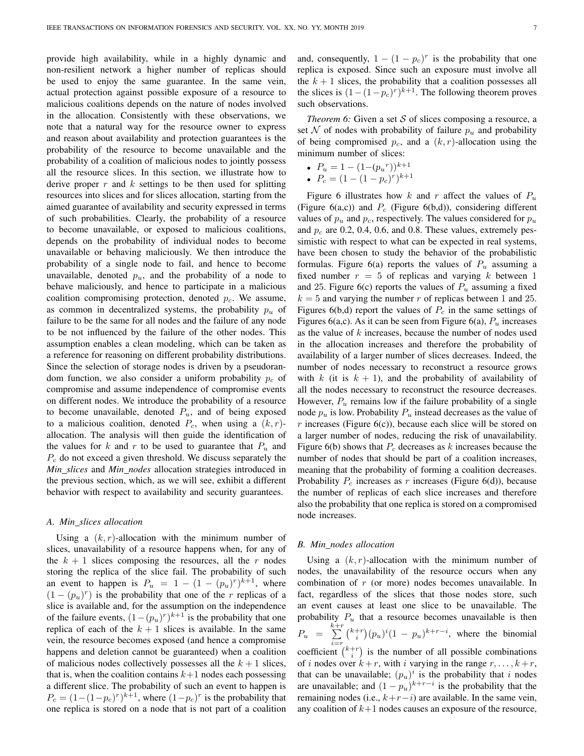provide high availability, while in a highly dynamic and non-resilient network a higher number of replicas should be used to enjoy the same guarantee. In the same vein, actual protection against possible exposure of a resource to malicious coalitions depends on the nature of nodes involved in the allocation. Consistently with these observations, we note that a natural way for the resource owner to express and reason about availability and protection guarantees is the probability of the resource to become unavailable and the probability of a coalition of malicious nodes to jointly possess all the resource slices. In this section, we illustrate how to derive proper $r$ and $k$ settings to be then used for splitting resources into slices and for slices allocation, starting from the aimed guarantee of availability and security expressed in terms of such probabilities. Clearly, the probability of a resource to become unavailable, or exposed to malicious coalitions, depends on the probability of individual nodes to become unavailable or behaving maliciously. We then introduce the probability of a single node to fail, and hence to become unavailable, denoted $p_u$, and the probability of a node to behave maliciously, and hence to participate in a malicious coalition compromising protection, denoted $p_c$. We assume, as common in decentralized systems, the probability $p_u$ of failure to be the same for all nodes and the failure of any node to be not influenced by the failure of the other nodes. This assumption enables a clean modeling, which can be taken as a reference for reasoning on different probability distributions. Since the selection of storage nodes is driven by a pseudorandom function, we also consider a uniform probability $p_c$ of compromise and assume independence of compromise events on different nodes. We introduce the probability of a resource to become unavailable, denoted $P_u$, and of being exposed to a malicious coalition, denoted $P_c$, when using a $(k, r)$-allocation. The analysis will then guide the identification of the values for $k$ and $r$ to be used to guarantee that $P_u$ and $P_c$ do not exceed a given threshold. We discuss separately the *Min_slices* and *Min_nodes* allocation strategies introduced in the previous section, which, as we will see, exhibit a different behavior with respect to availability and security guarantees.

### A. Min_slices allocation

Using a $(k, r)$-allocation with the minimum number of slices, unavailability of a resource happens when, for any of the $k + 1$ slices composing the resources, all the $r$ nodes storing the replica of the slice fail. The probability of such an event to happen is $P_u = 1 - (1 - (p_u)^r)^{k+1}$, where $(1 - (p_u)^r)$ is the probability that one of the $r$ replicas of a slice is available and, for the assumption on the independence of the failure events, $(1-(p_u)^r)^{k+1}$ is the probability that one replica of each of the $k + 1$ slices is available. In the same vein, the resource becomes exposed (and hence a compromise happens and deletion cannot be guaranteed) when a coalition of malicious nodes collectively possesses all the $k + 1$ slices, that is, when the coalition contains $k+1$ nodes each possessing a different slice. The probability of such an event to happen is $P_c = (1-(1-p_c)^r)^{k+1}$, where $(1-p_c)^r$ is the probability that one replica is stored on a node that is not part of a coalition and, consequently, $1 - (1 - p_c)^r$ is the probability that one replica is exposed. Since such an exposure must involve all the $k + 1$ slices, the probability that a coalition possesses all the slices is $(1-(1-p_c)^r)^{k+1}$. The following theorem proves such observations.

*Theorem 6:* Given a set $\mathcal{S}$ of slices composing a resource, a set $\mathcal{N}$ of nodes with probability of failure $p_u$ and probability of being compromised $p_c$, and a $(k, r)$-allocation using the minimum number of slices:

- $P_u = 1 - (1-({p_u}^r))^{k+1}$
- $P_c = (1 - (1 - p_c)^r)^{k+1}$

Figure 6 illustrates how $k$ and $r$ affect the values of $P_u$ (Figure 6(a,c)) and $P_c$ (Figure 6(b,d)), considering different values of $p_u$ and $p_c$, respectively. The values considered for $p_u$ and $p_c$ are 0.2, 0.4, 0.6, and 0.8. These values, extremely pessimistic with respect to what can be expected in real systems, have been chosen to study the behavior of the probabilistic formulas. Figure 6(a) reports the values of $P_u$ assuming a fixed number $r = 5$ of replicas and varying $k$ between 1 and 25. Figure 6(c) reports the values of $P_u$ assuming a fixed $k = 5$ and varying the number $r$ of replicas between 1 and 25. Figures 6(b,d) report the values of $P_c$ in the same settings of Figures 6(a,c). As it can be seen from Figure 6(a), $P_u$ increases as the value of $k$ increases, because the number of nodes used in the allocation increases and therefore the probability of availability of a larger number of slices decreases. Indeed, the number of nodes necessary to reconstruct a resource grows with $k$ (it is $k + 1$), and the probability of availability of all the nodes necessary to reconstruct the resource decreases. However, $P_u$ remains low if the failure probability of a single node $p_u$ is low. Probability $P_u$ instead decreases as the value of $r$ increases (Figure 6(c)), because each slice will be stored on a larger number of nodes, reducing the risk of unavailability. Figure 6(b) shows that $P_c$ decreases as $k$ increases because the number of nodes that should be part of a coalition increases, meaning that the probability of forming a coalition decreases. Probability $P_c$ increases as $r$ increases (Figure 6(d)), because the number of replicas of each slice increases and therefore also the probability that one replica is stored on a compromised node increases.

### B. Min_nodes allocation

Using a $(k, r)$-allocation with the minimum number of nodes, the unavailability of the resource occurs when any combination of $r$ (or more) nodes becomes unavailable. In fact, regardless of the slices that those nodes store, such an event causes at least one slice to be unavailable. The probability $P_u$ that a resource becomes unavailable is then $P_u = \sum_{i=r}^{k+r} \binom{k+r}{i} (p_u)^i (1 - p_u)^{k+r-i}$, where the binomial coefficient $\binom{k+r}{i}$ is the number of all possible combinations of $i$ nodes over $k+r$, with $i$ varying in the range $r, \ldots, k+r$, that can be unavailable; $(p_u)^i$ is the probability that $i$ nodes are unavailable; and $(1 - p_u)^{k+r-i}$ is the probability that the remaining nodes (i.e., $k+r-i$) are available. In the same vein, any coalition of $k+1$ nodes causes an exposure of the resource,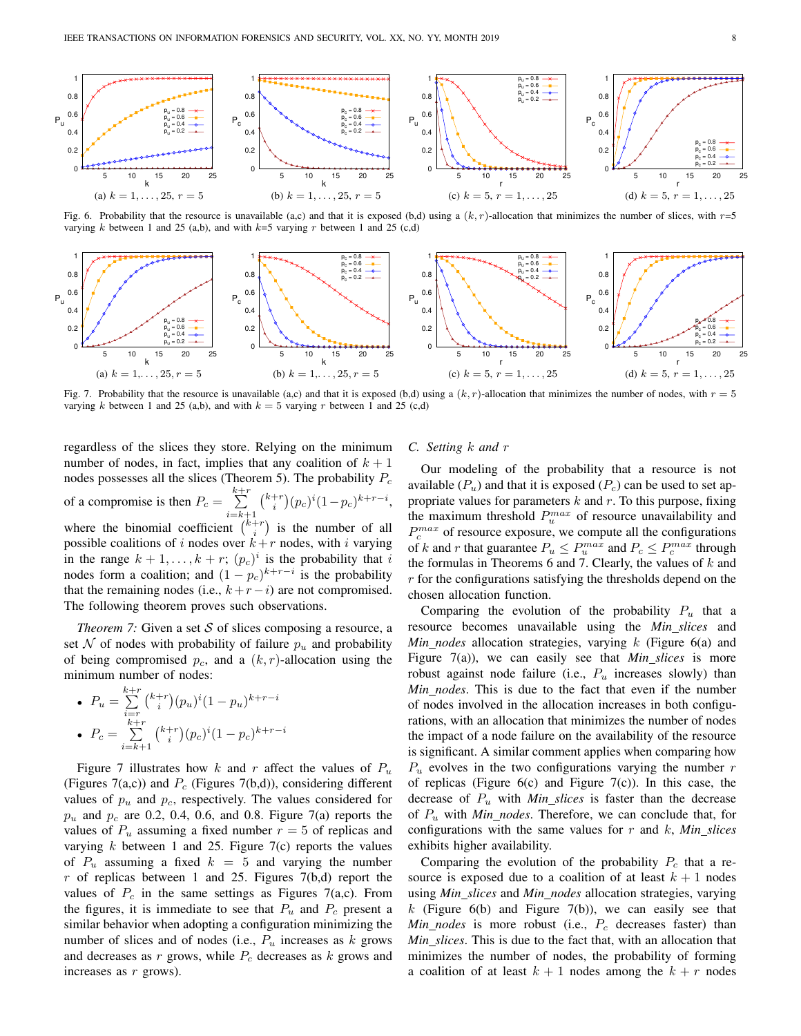Fig. 6. Probability that the resource is unavailable (a,c) and that it is exposed (b,d) using a $(k, r)$-allocation that minimizes the number of slices, with $r$=5 varying $k$ between 1 and 25 (a,b), and with $k$=5 varying $r$ between 1 and 25 (c,d)

Fig. 7. Probability that the resource is unavailable (a,c) and that it is exposed (b,d) using a $(k, r)$-allocation that minimizes the number of nodes, with $r = 5$ varying $k$ between 1 and 25 (a,b), and with $k = 5$ varying $r$ between 1 and 25 (c,d)

regardless of the slices they store. Relying on the minimum number of nodes, in fact, implies that any coalition of $k+1$ nodes possesses all the slices (Theorem 5). The probability $P_c$ of a compromise is then $P_c = \sum_{i=k+1}^{k+r} \binom{k+r}{i}(p_c)^i(1-p_c)^{k+r-i}$, where the binomial coefficient $\binom{k+r}{i}$ is the number of all possible coalitions of $i$ nodes over $k+r$ nodes, with $i$ varying in the range $k+1, \ldots, k+r$; $(p_c)^i$ is the probability that $i$ nodes form a coalition; and $(1-p_c)^{k+r-i}$ is the probability that the remaining nodes (i.e., $k+r-i$) are not compromised. The following theorem proves such observations.

*Theorem 7:* Given a set $\mathcal{S}$ of slices composing a resource, a set $\mathcal{N}$ of nodes with probability of failure $p_u$ and probability of being compromised $p_c$, and a $(k, r)$-allocation using the minimum number of nodes:

- $P_u = \sum_{i=r}^{k+r} \binom{k+r}{i}(p_u)^i(1-p_u)^{k+r-i}$
- $P_c = \sum_{i=k+1}^{k+r} \binom{k+r}{i}(p_c)^i(1-p_c)^{k+r-i}$

Figure 7 illustrates how $k$ and $r$ affect the values of $P_u$ (Figures 7(a,c)) and $P_c$ (Figures 7(b,d)), considering different values of $p_u$ and $p_c$, respectively. The values considered for $p_u$ and $p_c$ are 0.2, 0.4, 0.6, and 0.8. Figure 7(a) reports the values of $P_u$ assuming a fixed number $r = 5$ of replicas and varying $k$ between 1 and 25. Figure 7(c) reports the values of $P_u$ assuming a fixed $k = 5$ and varying the number $r$ of replicas between 1 and 25. Figures 7(b,d) report the values of $P_c$ in the same settings as Figures 7(a,c). From the figures, it is immediate to see that $P_u$ and $P_c$ present a similar behavior when adopting a configuration minimizing the number of slices and of nodes (i.e., $P_u$ increases as $k$ grows and decreases as $r$ grows, while $P_c$ decreases as $k$ grows and increases as $r$ grows).

### C. Setting $k$ and $r$

Our modeling of the probability that a resource is not available ($P_u$) and that it is exposed ($P_c$) can be used to set appropriate values for parameters $k$ and $r$. To this purpose, fixing the maximum threshold $P_u^{max}$ of resource unavailability and $P_c^{max}$ of resource exposure, we compute all the configurations of $k$ and $r$ that guarantee $P_u \leq P_u^{max}$ and $P_c \leq P_c^{max}$ through the formulas in Theorems 6 and 7. Clearly, the values of $k$ and $r$ for the configurations satisfying the thresholds depend on the chosen allocation function.

Comparing the evolution of the probability $P_u$ that a resource becomes unavailable using the *Min_slices* and *Min_nodes* allocation strategies, varying $k$ (Figure 6(a) and Figure 7(a)), we can easily see that *Min_slices* is more robust against node failure (i.e., $P_u$ increases slowly) than *Min_nodes*. This is due to the fact that even if the number of nodes involved in the allocation increases in both configurations, with an allocation that minimizes the number of nodes the impact of a node failure on the availability of the resource is significant. A similar comment applies when comparing how $P_u$ evolves in the two configurations varying the number $r$ of replicas (Figure 6(c) and Figure 7(c)). In this case, the decrease of $P_u$ with *Min_slices* is faster than the decrease of $P_u$ with *Min_nodes*. Therefore, we can conclude that, for configurations with the same values for $r$ and $k$, *Min_slices* exhibits higher availability.

Comparing the evolution of the probability $P_c$ that a resource is exposed due to a coalition of at least $k+1$ nodes using *Min_slices* and *Min_nodes* allocation strategies, varying $k$ (Figure 6(b) and Figure 7(b)), we can easily see that *Min_nodes* is more robust (i.e., $P_c$ decreases faster) than *Min_slices*. This is due to the fact that, with an allocation that minimizes the number of nodes, the probability of forming a coalition of at least $k+1$ nodes among the $k+r$ nodes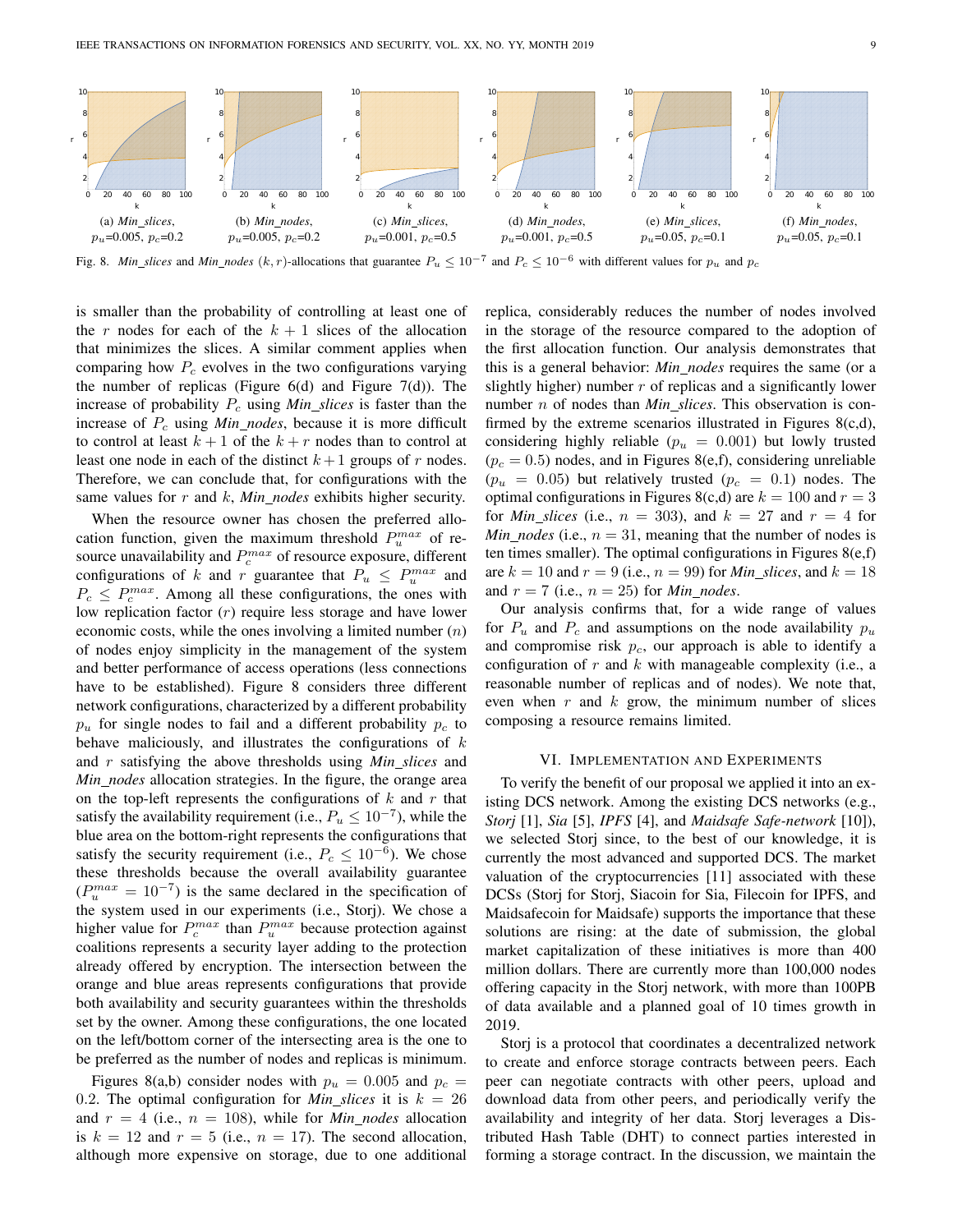(a) *Min_slices*, $p_u$=0.005, $p_c$=0.2 (b) *Min_nodes*, $p_u$=0.005, $p_c$=0.2 (c) *Min_slices*, $p_u$=0.001, $p_c$=0.5 (d) *Min_nodes*, $p_u$=0.001, $p_c$=0.5 (e) *Min_slices*, $p_u$=0.05, $p_c$=0.1 (f) *Min_nodes*, $p_u$=0.05, $p_c$=0.1

Fig. 8. *Min_slices* and *Min_nodes* $(k, r)$-allocations that guarantee $P_u \le 10^{-7}$ and $P_c \le 10^{-6}$ with different values for $p_u$ and $p_c$

is smaller than the probability of controlling at least one of the $r$ nodes for each of the $k+1$ slices of the allocation that minimizes the slices. A similar comment applies when comparing how $P_c$ evolves in the two configurations varying the number of replicas (Figure 6(d) and Figure 7(d)). The increase of probability $P_c$ using *Min_slices* is faster than the increase of $P_c$ using *Min_nodes*, because it is more difficult to control at least $k+1$ of the $k+r$ nodes than to control at least one node in each of the distinct $k+1$ groups of $r$ nodes. Therefore, we can conclude that, for configurations with the same values for $r$ and $k$, *Min_nodes* exhibits higher security.

When the resource owner has chosen the preferred allocation function, given the maximum threshold $P_u^{max}$ of resource unavailability and $P_c^{max}$ of resource exposure, different configurations of $k$ and $r$ guarantee that $P_u \le P_u^{max}$ and $P_c \le P_c^{max}$. Among all these configurations, the ones with low replication factor ($r$) require less storage and have lower economic costs, while the ones involving a limited number ($n$) of nodes enjoy simplicity in the management of the system and better performance of access operations (less connections have to be established). Figure 8 considers three different network configurations, characterized by a different probability $p_u$ for single nodes to fail and a different probability $p_c$ to behave maliciously, and illustrates the configurations of $k$ and $r$ satisfying the above thresholds using *Min_slices* and *Min_nodes* allocation strategies. In the figure, the orange area on the top-left represents the configurations of $k$ and $r$ that satisfy the availability requirement (i.e., $P_u \le 10^{-7}$), while the blue area on the bottom-right represents the configurations that satisfy the security requirement (i.e., $P_c \le 10^{-6}$). We chose these thresholds because the overall availability guarantee ($P_u^{max} = 10^{-7}$) is the same declared in the specification of the system used in our experiments (i.e., Storj). We chose a higher value for $P_c^{max}$ than $P_u^{max}$ because protection against coalitions represents a security layer adding to the protection already offered by encryption. The intersection between the orange and blue areas represents configurations that provide both availability and security guarantees within the thresholds set by the owner. Among these configurations, the one located on the left/bottom corner of the intersecting area is the one to be preferred as the number of nodes and replicas is minimum.

Figures 8(a,b) consider nodes with $p_u = 0.005$ and $p_c = 0.2$. The optimal configuration for *Min_slices* it is $k = 26$ and $r = 4$ (i.e., $n = 108$), while for *Min_nodes* allocation is $k = 12$ and $r = 5$ (i.e., $n = 17$). The second allocation, although more expensive on storage, due to one additional replica, considerably reduces the number of nodes involved in the storage of the resource compared to the adoption of the first allocation function. Our analysis demonstrates that this is a general behavior: *Min_nodes* requires the same (or a slightly higher) number $r$ of replicas and a significantly lower number $n$ of nodes than *Min_slices*. This observation is confirmed by the extreme scenarios illustrated in Figures 8(c,d), considering highly reliable ($p_u = 0.001$) but lowly trusted ($p_c = 0.5$) nodes, and in Figures 8(e,f), considering unreliable ($p_u = 0.05$) but relatively trusted ($p_c = 0.1$) nodes. The optimal configurations in Figures 8(c,d) are $k = 100$ and $r = 3$ for *Min_slices* (i.e., $n = 303$), and $k = 27$ and $r = 4$ for *Min_nodes* (i.e., $n = 31$, meaning that the number of nodes is ten times smaller). The optimal configurations in Figures 8(e,f) are $k = 10$ and $r = 9$ (i.e., $n = 99$) for *Min_slices*, and $k = 18$ and $r = 7$ (i.e., $n = 25$) for *Min_nodes*.

Our analysis confirms that, for a wide range of values for $P_u$ and $P_c$ and assumptions on the node availability $p_u$ and compromise risk $p_c$, our approach is able to identify a configuration of $r$ and $k$ with manageable complexity (i.e., a reasonable number of replicas and of nodes). We note that, even when $r$ and $k$ grow, the minimum number of slices composing a resource remains limited.

## VI. Implementation and Experiments

To verify the benefit of our proposal we applied it into an existing DCS network. Among the existing DCS networks (e.g., *Storj* [1], *Sia* [5], *IPFS* [4], and *Maidsafe Safe-network* [10]), we selected Storj since, to the best of our knowledge, it is currently the most advanced and supported DCS. The market valuation of the cryptocurrencies [11] associated with these DCSs (Storj for Storj, Siacoin for Sia, Filecoin for IPFS, and Maidsafecoin for Maidsafe) supports the importance that these solutions are rising: at the date of submission, the global market capitalization of these initiatives is more than 400 million dollars. There are currently more than 100,000 nodes offering capacity in the Storj network, with more than 100PB of data available and a planned goal of 10 times growth in 2019.

Storj is a protocol that coordinates a decentralized network to create and enforce storage contracts between peers. Each peer can negotiate contracts with other peers, upload and download data from other peers, and periodically verify the availability and integrity of her data. Storj leverages a Distributed Hash Table (DHT) to connect parties interested in forming a storage contract. In the discussion, we maintain the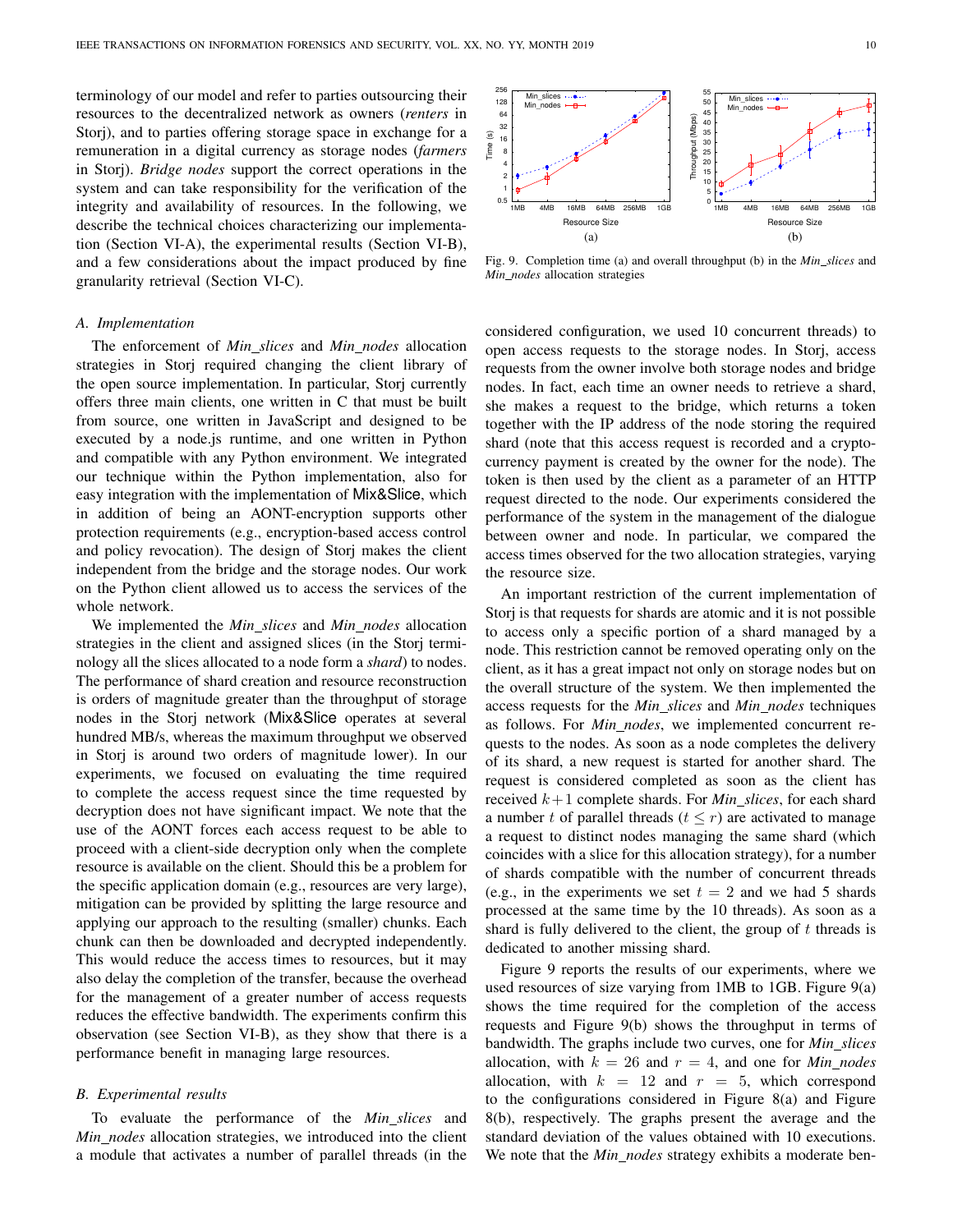terminology of our model and refer to parties outsourcing their resources to the decentralized network as owners (*renters* in Storj), and to parties offering storage space in exchange for a remuneration in a digital currency as storage nodes (*farmers* in Storj). *Bridge nodes* support the correct operations in the system and can take responsibility for the verification of the integrity and availability of resources. In the following, we describe the technical choices characterizing our implementation (Section VI-A), the experimental results (Section VI-B), and a few considerations about the impact produced by fine granularity retrieval (Section VI-C).

### A. Implementation

The enforcement of *Min_slices* and *Min_nodes* allocation strategies in Storj required changing the client library of the open source implementation. In particular, Storj currently offers three main clients, one written in C that must be built from source, one written in JavaScript and designed to be executed by a node.js runtime, and one written in Python and compatible with any Python environment. We integrated our technique within the Python implementation, also for easy integration with the implementation of Mix&Slice, which in addition of being an AONT-encryption supports other protection requirements (e.g., encryption-based access control and policy revocation). The design of Storj makes the client independent from the bridge and the storage nodes. Our work on the Python client allowed us to access the services of the whole network.

We implemented the *Min_slices* and *Min_nodes* allocation strategies in the client and assigned slices (in the Storj terminology all the slices allocated to a node form a *shard*) to nodes. The performance of shard creation and resource reconstruction is orders of magnitude greater than the throughput of storage nodes in the Storj network (Mix&Slice operates at several hundred MB/s, whereas the maximum throughput we observed in Storj is around two orders of magnitude lower). In our experiments, we focused on evaluating the time required to complete the access request since the time requested by decryption does not have significant impact. We note that the use of the AONT forces each access request to be able to proceed with a client-side decryption only when the complete resource is available on the client. Should this be a problem for the specific application domain (e.g., resources are very large), mitigation can be provided by splitting the large resource and applying our approach to the resulting (smaller) chunks. Each chunk can then be downloaded and decrypted independently. This would reduce the access times to resources, but it may also delay the completion of the transfer, because the overhead for the management of a greater number of access requests reduces the effective bandwidth. The experiments confirm this observation (see Section VI-B), as they show that there is a performance benefit in managing large resources.

### B. Experimental results

To evaluate the performance of the *Min_slices* and *Min_nodes* allocation strategies, we introduced into the client a module that activates a number of parallel threads (in the considered configuration, we used 10 concurrent threads) to open access requests to the storage nodes. In Storj, access requests from the owner involve both storage nodes and bridge nodes. In fact, each time an owner needs to retrieve a shard, she makes a request to the bridge, which returns a token together with the IP address of the node storing the required shard (note that this access request is recorded and a crypto-currency payment is created by the owner for the node). The token is then used by the client as a parameter of an HTTP request directed to the node. Our experiments considered the performance of the system in the management of the dialogue between owner and node. In particular, we compared the access times observed for the two allocation strategies, varying the resource size.

Fig. 9. Completion time (a) and overall throughput (b) in the *Min_slices* and *Min_nodes* allocation strategies

An important restriction of the current implementation of Storj is that requests for shards are atomic and it is not possible to access only a specific portion of a shard managed by a node. This restriction cannot be removed operating only on the client, as it has a great impact not only on storage nodes but on the overall structure of the system. We then implemented the access requests for the *Min_slices* and *Min_nodes* techniques as follows. For *Min_nodes*, we implemented concurrent requests to the nodes. As soon as a node completes the delivery of its shard, a new request is started for another shard. The request is considered completed as soon as the client has received $k+1$ complete shards. For *Min_slices*, for each shard a number $t$ of parallel threads ($t \leq r$) are activated to manage a request to distinct nodes managing the same shard (which coincides with a slice for this allocation strategy), for a number of shards compatible with the number of concurrent threads (e.g., in the experiments we set $t = 2$ and we had 5 shards processed at the same time by the 10 threads). As soon as a shard is fully delivered to the client, the group of $t$ threads is dedicated to another missing shard.

Figure 9 reports the results of our experiments, where we used resources of size varying from 1MB to 1GB. Figure 9(a) shows the time required for the completion of the access requests and Figure 9(b) shows the throughput in terms of bandwidth. The graphs include two curves, one for *Min_slices* allocation, with $k = 26$ and $r = 4$, and one for *Min_nodes* allocation, with $k = 12$ and $r = 5$, which correspond to the configurations considered in Figure 8(a) and Figure 8(b), respectively. The graphs present the average and the standard deviation of the values obtained with 10 executions. We note that the *Min_nodes* strategy exhibits a moderate ben-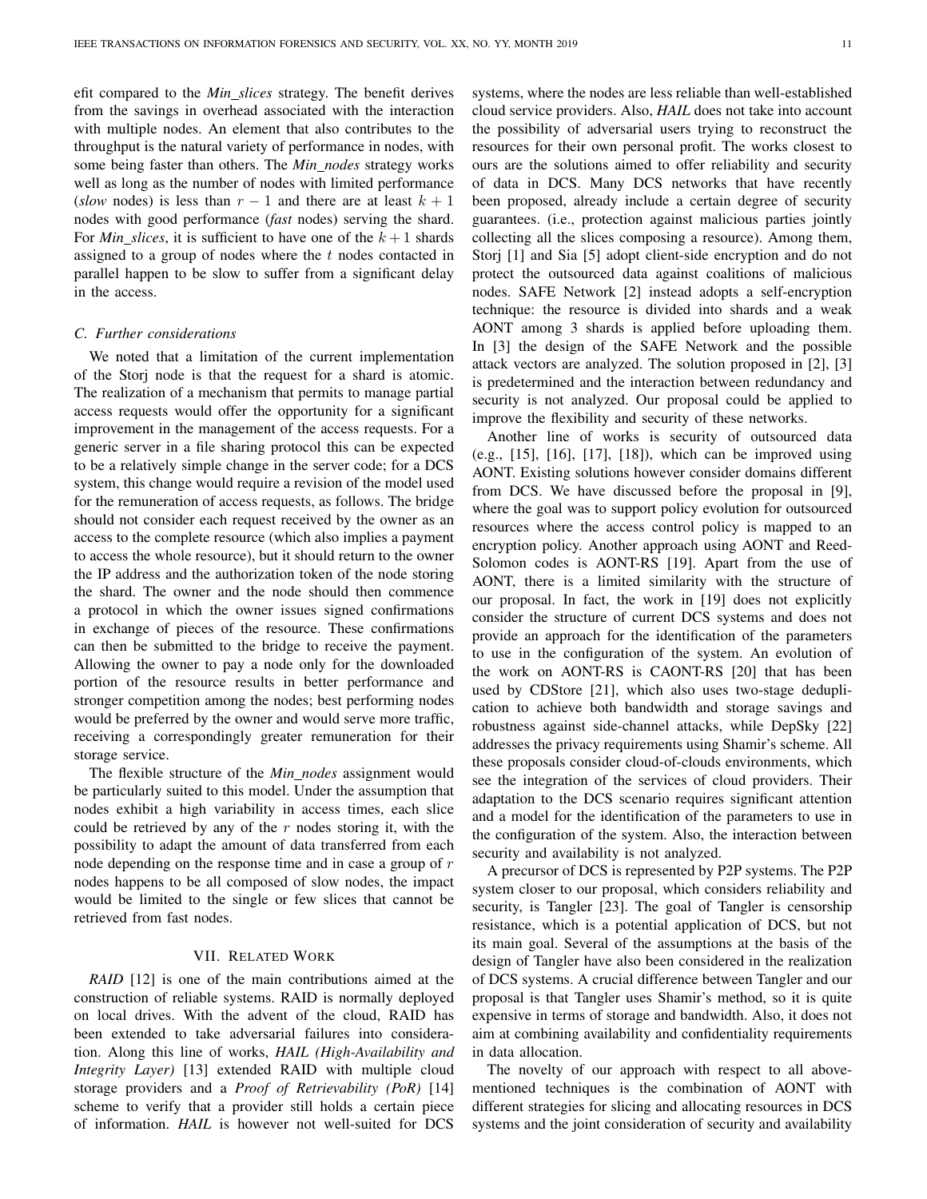efit compared to the *Min_slices* strategy. The benefit derives from the savings in overhead associated with the interaction with multiple nodes. An element that also contributes to the throughput is the natural variety of performance in nodes, with some being faster than others. The *Min_nodes* strategy works well as long as the number of nodes with limited performance (*slow* nodes) is less than $r-1$ and there are at least $k+1$ nodes with good performance (*fast* nodes) serving the shard. For *Min_slices*, it is sufficient to have one of the $k+1$ shards assigned to a group of nodes where the $t$ nodes contacted in parallel happen to be slow to suffer from a significant delay in the access.

### C. Further considerations

We noted that a limitation of the current implementation of the Storj node is that the request for a shard is atomic. The realization of a mechanism that permits to manage partial access requests would offer the opportunity for a significant improvement in the management of the access requests. For a generic server in a file sharing protocol this can be expected to be a relatively simple change in the server code; for a DCS system, this change would require a revision of the model used for the remuneration of access requests, as follows. The bridge should not consider each request received by the owner as an access to the complete resource (which also implies a payment to access the whole resource), but it should return to the owner the IP address and the authorization token of the node storing the shard. The owner and the node should then commence a protocol in which the owner issues signed confirmations in exchange of pieces of the resource. These confirmations can then be submitted to the bridge to receive the payment. Allowing the owner to pay a node only for the downloaded portion of the resource results in better performance and stronger competition among the nodes; best performing nodes would be preferred by the owner and would serve more traffic, receiving a correspondingly greater remuneration for their storage service.

The flexible structure of the *Min_nodes* assignment would be particularly suited to this model. Under the assumption that nodes exhibit a high variability in access times, each slice could be retrieved by any of the $r$ nodes storing it, with the possibility to adapt the amount of data transferred from each node depending on the response time and in case a group of $r$ nodes happens to be all composed of slow nodes, the impact would be limited to the single or few slices that cannot be retrieved from fast nodes.

## VII. Related Work

*RAID* [12] is one of the main contributions aimed at the construction of reliable systems. RAID is normally deployed on local drives. With the advent of the cloud, RAID has been extended to take adversarial failures into consideration. Along this line of works, *HAIL (High-Availability and Integrity Layer)* [13] extended RAID with multiple cloud storage providers and a *Proof of Retrievability (PoR)* [14] scheme to verify that a provider still holds a certain piece of information. *HAIL* is however not well-suited for DCS systems, where the nodes are less reliable than well-established cloud service providers. Also, *HAIL* does not take into account the possibility of adversarial users trying to reconstruct the resources for their own personal profit. The works closest to ours are the solutions aimed to offer reliability and security of data in DCS. Many DCS networks that have recently been proposed, already include a certain degree of security guarantees. (i.e., protection against malicious parties jointly collecting all the slices composing a resource). Among them, Storj [1] and Sia [5] adopt client-side encryption and do not protect the outsourced data against coalitions of malicious nodes. SAFE Network [2] instead adopts a self-encryption technique: the resource is divided into shards and a weak AONT among 3 shards is applied before uploading them. In [3] the design of the SAFE Network and the possible attack vectors are analyzed. The solution proposed in [2], [3] is predetermined and the interaction between redundancy and security is not analyzed. Our proposal could be applied to improve the flexibility and security of these networks.

Another line of works is security of outsourced data (e.g., [15], [16], [17], [18]), which can be improved using AONT. Existing solutions however consider domains different from DCS. We have discussed before the proposal in [9], where the goal was to support policy evolution for outsourced resources where the access control policy is mapped to an encryption policy. Another approach using AONT and Reed-Solomon codes is AONT-RS [19]. Apart from the use of AONT, there is a limited similarity with the structure of our proposal. In fact, the work in [19] does not explicitly consider the structure of current DCS systems and does not provide an approach for the identification of the parameters to use in the configuration of the system. An evolution of the work on AONT-RS is CAONT-RS [20] that has been used by CDStore [21], which also uses two-stage deduplication to achieve both bandwidth and storage savings and robustness against side-channel attacks, while DepSky [22] addresses the privacy requirements using Shamir's scheme. All these proposals consider cloud-of-clouds environments, which see the integration of the services of cloud providers. Their adaptation to the DCS scenario requires significant attention and a model for the identification of the parameters to use in the configuration of the system. Also, the interaction between security and availability is not analyzed.

A precursor of DCS is represented by P2P systems. The P2P system closer to our proposal, which considers reliability and security, is Tangler [23]. The goal of Tangler is censorship resistance, which is a potential application of DCS, but not its main goal. Several of the assumptions at the basis of the design of Tangler have also been considered in the realization of DCS systems. A crucial difference between Tangler and our proposal is that Tangler uses Shamir's method, so it is quite expensive in terms of storage and bandwidth. Also, it does not aim at combining availability and confidentiality requirements in data allocation.

The novelty of our approach with respect to all above-mentioned techniques is the combination of AONT with different strategies for slicing and allocating resources in DCS systems and the joint consideration of security and availability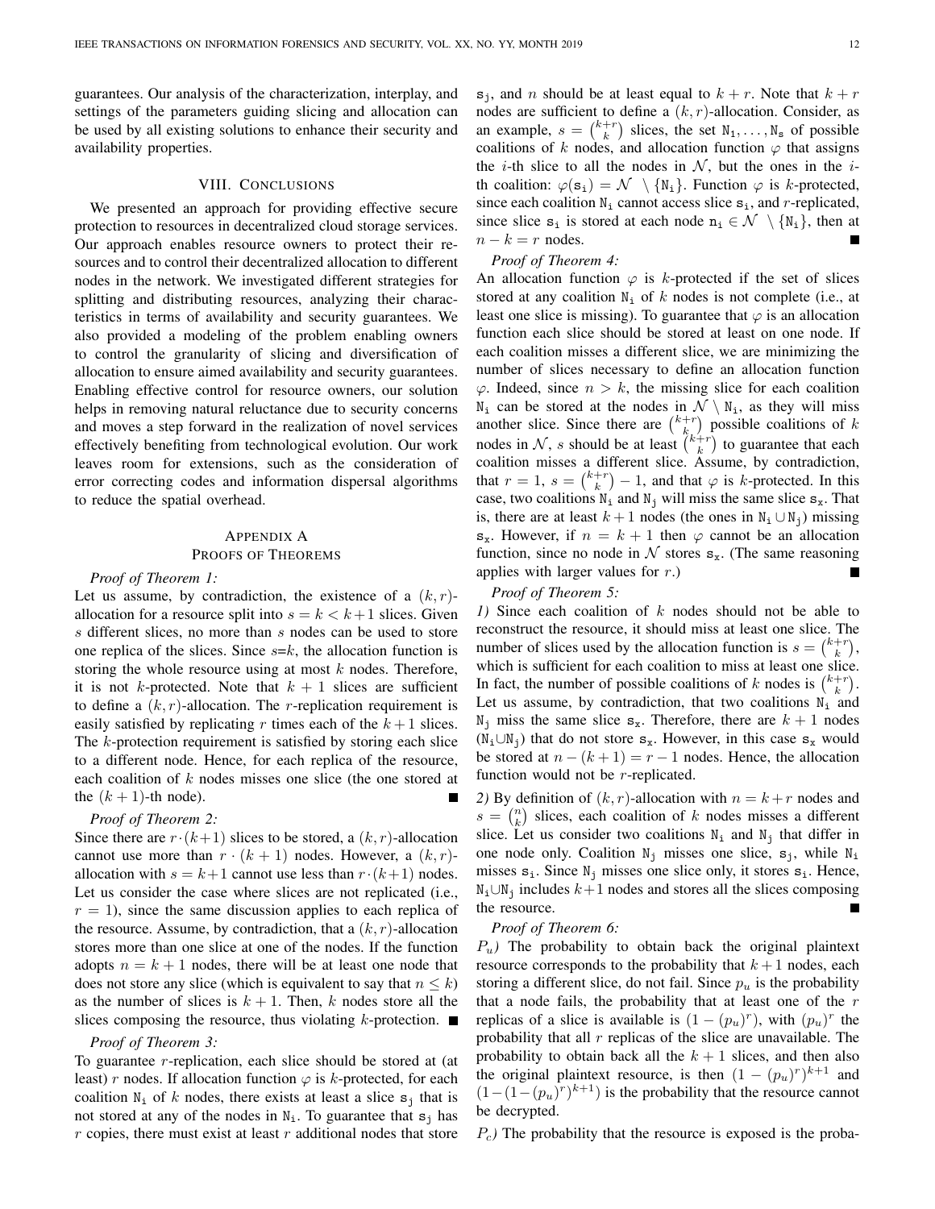guarantees. Our analysis of the characterization, interplay, and settings of the parameters guiding slicing and allocation can be used by all existing solutions to enhance their security and availability properties.

## VIII. Conclusions

We presented an approach for providing effective secure protection to resources in decentralized cloud storage services. Our approach enables resource owners to protect their resources and to control their decentralized allocation to different nodes in the network. We investigated different strategies for splitting and distributing resources, analyzing their characteristics in terms of availability and security guarantees. We also provided a modeling of the problem enabling owners to control the granularity of slicing and diversification of allocation to ensure aimed availability and security guarantees. Enabling effective control for resource owners, our solution helps in removing natural reluctance due to security concerns and moves a step forward in the realization of novel services effectively benefiting from technological evolution. Our work leaves room for extensions, such as the consideration of error correcting codes and information dispersal algorithms to reduce the spatial overhead.

## Appendix A
## Proofs of Theorems

*Proof of Theorem 1:*

Let us assume, by contradiction, the existence of a $(k, r)$-allocation for a resource split into $s = k < k+1$ slices. Given $s$ different slices, no more than $s$ nodes can be used to store one replica of the slices. Since $s$=$k$, the allocation function is storing the whole resource using at most $k$ nodes. Therefore, it is not $k$-protected. Note that $k+1$ slices are sufficient to define a $(k, r)$-allocation. The $r$-replication requirement is easily satisfied by replicating $r$ times each of the $k+1$ slices. The $k$-protection requirement is satisfied by storing each slice to a different node. Hence, for each replica of the resource, each coalition of $k$ nodes misses one slice (the one stored at the $(k+1)$-th node). ■

*Proof of Theorem 2:*

Since there are $r \cdot (k+1)$ slices to be stored, a $(k, r)$-allocation cannot use more than $r \cdot (k+1)$ nodes. However, a $(k, r)$-allocation with $s = k+1$ cannot use less than $r \cdot (k+1)$ nodes. Let us consider the case where slices are not replicated (i.e., $r = 1$), since the same discussion applies to each replica of the resource. Assume, by contradiction, that a $(k, r)$-allocation stores more than one slice at one of the nodes. If the function adopts $n = k+1$ nodes, there will be at least one node that does not store any slice (which is equivalent to say that $n \leq k$) as the number of slices is $k+1$. Then, $k$ nodes store all the slices composing the resource, thus violating $k$-protection. ■

*Proof of Theorem 3:*

To guarantee $r$-replication, each slice should be stored at (at least) $r$ nodes. If allocation function $\varphi$ is $k$-protected, for each coalition $\mathtt{N_i}$ of $k$ nodes, there exists at least a slice $\mathtt{s_j}$ that is not stored at any of the nodes in $\mathtt{N_i}$. To guarantee that $\mathtt{s_j}$ has $r$ copies, there must exist at least $r$ additional nodes that store $\mathtt{s_j}$, and $n$ should be at least equal to $k+r$. Note that $k+r$ nodes are sufficient to define a $(k, r)$-allocation. Consider, as an example, $s = \binom{k+r}{k}$ slices, the set $\mathtt{N_1}, \ldots, \mathtt{N_s}$ of possible coalitions of $k$ nodes, and allocation function $\varphi$ that assigns the $i$-th slice to all the nodes in $\mathcal{N}$, but the ones in the $i$-th coalition: $\varphi(\mathtt{s_i}) = \mathcal{N} \setminus \{\mathtt{N_i}\}$. Function $\varphi$ is $k$-protected, since each coalition $\mathtt{N_i}$ cannot access slice $\mathtt{s_i}$, and $r$-replicated, since slice $\mathtt{s_i}$ is stored at each node $\mathtt{n_i} \in \mathcal{N} \setminus \{\mathtt{N_i}\}$, then at $n - k = r$ nodes. ■

*Proof of Theorem 4:*

An allocation function $\varphi$ is $k$-protected if the set of slices stored at any coalition $\mathtt{N_i}$ of $k$ nodes is not complete (i.e., at least one slice is missing). To guarantee that $\varphi$ is an allocation function each slice should be stored at least on one node. If each coalition misses a different slice, we are minimizing the number of slices necessary to define an allocation function $\varphi$. Indeed, since $n > k$, the missing slice for each coalition $\mathtt{N_i}$ can be stored at the nodes in $\mathcal{N} \setminus \mathtt{N_i}$, as they will miss another slice. Since there are $\binom{k+r}{k}$ possible coalitions of $k$ nodes in $\mathcal{N}$, $s$ should be at least $\binom{k+r}{k}$ to guarantee that each coalition misses a different slice. Assume, by contradiction, that $r = 1$, $s = \binom{k+r}{k} - 1$, and that $\varphi$ is $k$-protected. In this case, two coalitions $\mathtt{N_i}$ and $\mathtt{N_j}$ will miss the same slice $\mathtt{s_x}$. That is, there are at least $k+1$ nodes (the ones in $\mathtt{N_i} \cup \mathtt{N_j}$) missing $\mathtt{s_x}$. However, if $n = k+1$ then $\varphi$ cannot be an allocation function, since no node in $\mathcal{N}$ stores $\mathtt{s_x}$. (The same reasoning applies with larger values for $r$.) ■

*Proof of Theorem 5:*

*1)* Since each coalition of $k$ nodes should not be able to reconstruct the resource, it should miss at least one slice. The number of slices used by the allocation function is $s = \binom{k+r}{k}$, which is sufficient for each coalition to miss at least one slice. In fact, the number of possible coalitions of $k$ nodes is $\binom{k+r}{k}$. Let us assume, by contradiction, that two coalitions $\mathtt{N_i}$ and $\mathtt{N_j}$ miss the same slice $\mathtt{s_x}$. Therefore, there are $k+1$ nodes ($\mathtt{N_i} \cup \mathtt{N_j}$) that do not store $\mathtt{s_x}$. However, in this case $\mathtt{s_x}$ would be stored at $n - (k+1) = r - 1$ nodes. Hence, the allocation function would not be $r$-replicated.

*2)* By definition of $(k, r)$-allocation with $n = k+r$ nodes and $s = \binom{n}{k}$ slices, each coalition of $k$ nodes misses a different slice. Let us consider two coalitions $\mathtt{N_i}$ and $\mathtt{N_j}$ that differ in one node only. Coalition $\mathtt{N_j}$ misses one slice, $\mathtt{s_j}$, while $\mathtt{N_i}$ misses $\mathtt{s_i}$. Since $\mathtt{N_j}$ misses one slice only, it stores $\mathtt{s_i}$. Hence, $\mathtt{N_i} \cup \mathtt{N_j}$ includes $k+1$ nodes and stores all the slices composing the resource. ■

*Proof of Theorem 6:*

*$P_u$)* The probability to obtain back the original plaintext resource corresponds to the probability that $k+1$ nodes, each storing a different slice, do not fail. Since $p_u$ is the probability that a node fails, the probability that at least one of the $r$ replicas of a slice is available is $(1 - (p_u)^r)$, with $(p_u)^r$ the probability that all $r$ replicas of the slice are unavailable. The probability to obtain back all the $k+1$ slices, and then also the original plaintext resource, is then $(1 - (p_u)^r)^{k+1}$ and $(1 - (1 - (p_u)^r)^{k+1})$ is the probability that the resource cannot be decrypted.

*$P_c$)* The probability that the resource is exposed is the proba-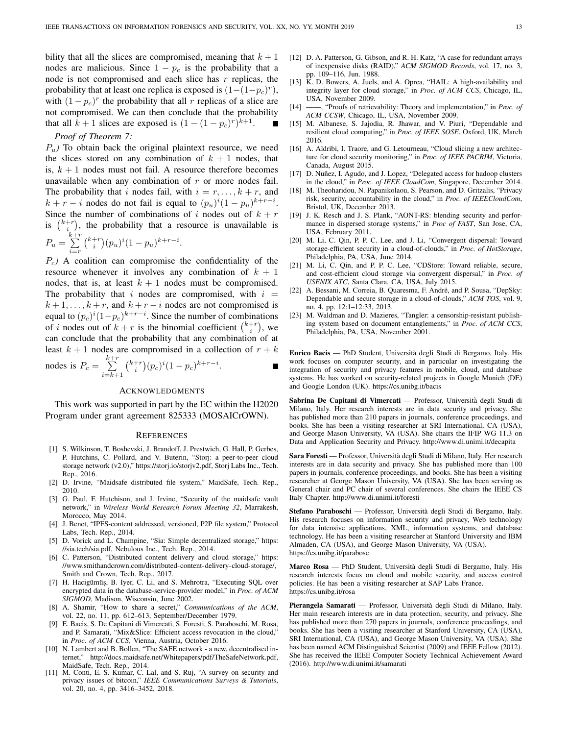bility that all the slices are compromised, meaning that $k+1$ nodes are malicious. Since $1-p_c$ is the probability that a node is not compromised and each slice has $r$ replicas, the probability that at least one replica is exposed is $(1-(1-p_c)^r)$, with $(1-p_c)^r$ the probability that all $r$ replicas of a slice are not compromised. We can then conclude that the probability that all $k+1$ slices are exposed is $(1-(1-p_c)^r)^{k+1}$. ■

*Proof of Theorem 7:*

*$P_u$)* To obtain back the original plaintext resource, we need the slices stored on any combination of $k+1$ nodes, that is, $k+1$ nodes must not fail. A resource therefore becomes unavailable when any combination of $r$ or more nodes fail. The probability that $i$ nodes fail, with $i = r, \ldots, k+r$, and $k+r-i$ nodes do not fail is equal to $(p_u)^i(1-p_u)^{k+r-i}$. Since the number of combinations of $i$ nodes out of $k+r$ is $\binom{k+r}{i}$, the probability that a resource is unavailable is $P_u = \sum_{i=r}^{k+r} \binom{k+r}{i}(p_u)^i(1-p_u)^{k+r-i}$.

*$P_c$)* A coalition can compromise the confidentiality of the resource whenever it involves any combination of $k+1$ nodes, that is, at least $k+1$ nodes must be compromised. The probability that $i$ nodes are compromised, with $i = k+1, \ldots, k+r$, and $k+r-i$ nodes are not compromised is equal to $(p_c)^i(1-p_c)^{k+r-i}$. Since the number of combinations of $i$ nodes out of $k+r$ is the binomial coefficient $\binom{k+r}{i}$, we can conclude that the probability that any combination of at least $k+1$ nodes are compromised in a collection of $r+k$ nodes is $P_c = \sum_{i=k+1}^{k+r} \binom{k+r}{i}(p_c)^i(1-p_c)^{k+r-i}$. ■

## Acknowledgments

This work was supported in part by the EC within the H2020 Program under grant agreement 825333 (MOSAICrOWN).

## References

[1] S. Wilkinson, T. Boshevski, J. Brandoff, J. Prestwich, G. Hall, P. Gerbes, P. Hutchins, C. Pollard, and V. Buterin, "Storj: a peer-to-peer cloud storage network (v2.0)," https://storj.io/storjv2.pdf, Storj Labs Inc., Tech. Rep., 2016.

[2] D. Irvine, "Maidsafe distributed file system," MaidSafe, Tech. Rep., 2010.

[3] G. Paul, F. Hutchison, and J. Irvine, "Security of the maidsafe vault network," in *Wireless World Research Forum Meeting 32*, Marrakesh, Morocco, May 2014.

[4] J. Benet, "IPFS-content addressed, versioned, P2P file system," Protocol Labs, Tech. Rep., 2014.

[5] D. Vorick and L. Champine, "Sia: Simple decentralized storage," https://sia.tech/sia.pdf, Nebulous Inc., Tech. Rep., 2014.

[6] C. Patterson, "Distributed content delivery and cloud storage," https://www.smithandcrown.com/distributed-content-delivery-cloud-storage/, Smith and Crown, Tech. Rep., 2017.

[7] H. Hacigümüş, B. Iyer, C. Li, and S. Mehrotra, "Executing SQL over encrypted data in the database-service-provider model," in *Proc. of ACM SIGMOD*, Madison, Wisconsin, June 2002.

[8] A. Shamir, "How to share a secret," *Communications of the ACM*, vol. 22, no. 11, pp. 612–613, September/December 1979.

[9] E. Bacis, S. De Capitani di Vimercati, S. Foresti, S. Paraboschi, M. Rosa, and P. Samarati, "Mix&Slice: Efficient access revocation in the cloud," in *Proc. of ACM CCS*, Vienna, Austria, October 2016.

[10] N. Lambert and B. Bollen, "The SAFE network - a new, decentralised internet," http://docs.maidsafe.net/Whitepapers/pdf/TheSafeNetwork.pdf, MaidSafe, Tech. Rep., 2014.

[11] M. Conti, E. S. Kumar, C. Lal, and S. Ruj, "A survey on security and privacy issues of bitcoin," *IEEE Communications Surveys & Tutorials*, vol. 20, no. 4, pp. 3416–3452, 2018.

[12] D. A. Patterson, G. Gibson, and R. H. Katz, "A case for redundant arrays of inexpensive disks (RAID)," *ACM SIGMOD Records*, vol. 17, no. 3, pp. 109–116, Jun. 1988.

[13] K. D. Bowers, A. Juels, and A. Oprea, "HAIL: A high-availability and integrity layer for cloud storage," in *Proc. of ACM CCS*, Chicago, IL, USA, November 2009.

[14] ——, "Proofs of retrievability: Theory and implementation," in *Proc. of ACM CCSW*, Chicago, IL, USA, November 2009.

[15] M. Albanese, S. Jajodia, R. Jhawar, and V. Piuri, "Dependable and resilient cloud computing," in *Proc. of IEEE SOSE*, Oxford, UK, March 2016.

[16] A. Aldribi, I. Traore, and G. Letourneau, "Cloud slicing a new architecture for cloud security monitoring," in *Proc. of IEEE PACRIM*, Victoria, Canada, August 2015.

[17] D. Nuñez, I. Agudo, and J. Lopez, "Delegated access for hadoop clusters in the cloud," in *Proc. of IEEE CloudCom*, Singapore, December 2014.

[18] M. Theoharidou, N. Papanikolaou, S. Pearson, and D. Gritzalis, "Privacy risk, security, accountability in the cloud," in *Proc. of IEEECloudCom*, Bristol, UK, December 2013.

[19] J. K. Resch and J. S. Plank, "AONT-RS: blending security and performance in dispersed storage systems," in *Proc of FAST*, San Jose, CA, USA, February 2011.

[20] M. Li, C. Qin, P. P. C. Lee, and J. Li, "Convergent dispersal: Toward storage-efficient security in a cloud-of-clouds," in *Proc. of HotStorage*, Philadelphia, PA, USA, June 2014.

[21] M. Li, C. Qin, and P. P. C. Lee, "CDStore: Toward reliable, secure, and cost-efficient cloud storage via convergent dispersal," in *Proc. of USENIX ATC*, Santa Clara, CA, USA, July 2015.

[22] A. Bessani, M. Correia, B. Quaresma, F. André, and P. Sousa, "DepSky: Dependable and secure storage in a cloud-of-clouds," *ACM TOS*, vol. 9, no. 4, pp. 12:1–12:33, 2013.

[23] M. Waldman and D. Mazieres, "Tangler: a censorship-resistant publishing system based on document entanglements," in *Proc. of ACM CCS*, Philadelphia, PA, USA, November 2001.

**Enrico Bacis** — PhD Student, Università degli Studi di Bergamo, Italy. His work focuses on computer security, and in particular on investigating the integration of security and privacy features in mobile, cloud, and database systems. He has worked on security-related projects in Google Munich (DE) and Google London (UK). https://cs.unibg.it/bacis

**Sabrina De Capitani di Vimercati** — Professor, Università degli Studi di Milano, Italy. Her research interests are in data security and privacy. She has published more than 210 papers in journals, conference proceedings, and books. She has been a visiting researcher at SRI International, CA (USA), and George Mason University, VA (USA). She chairs the IFIP WG 11.3 on Data and Application Security and Privacy. http://www.di.unimi.it/decapita

**Sara Foresti** — Professor, Università degli Studi di Milano, Italy. Her research interests are in data security and privacy. She has published more than 100 papers in journals, conference proceedings, and books. She has been a visiting researcher at George Mason University, VA (USA). She has been serving as General chair and PC chair of several conferences. She chairs the IEEE CS Italy Chapter. http://www.di.unimi.it/foresti

**Stefano Paraboschi** — Professor, Università degli Studi di Bergamo, Italy. His research focuses on information security and privacy, Web technology for data intensive applications, XML, information systems, and database technology. He has been a visiting researcher at Stanford University and IBM Almaden, CA (USA), and George Mason University, VA (USA). https://cs.unibg.it/parabosc

**Marco Rosa** — PhD Student, Università degli Studi di Bergamo, Italy. His research interests focus on cloud and mobile security, and access control policies. He has been a visiting researcher at SAP Labs France. https://cs.unibg.it/rosa

**Pierangela Samarati** — Professor, Università degli Studi di Milano, Italy. Her main research interests are in data protection, security, and privacy. She has published more than 270 papers in journals, conference proceedings, and books. She has been a visiting researcher at Stanford University, CA (USA), SRI International, CA (USA), and George Mason University, VA (USA). She has been named ACM Distinguished Scientist (2009) and IEEE Fellow (2012). She has received the IEEE Computer Society Technical Achievement Award (2016). http://www.di.unimi.it/samarati